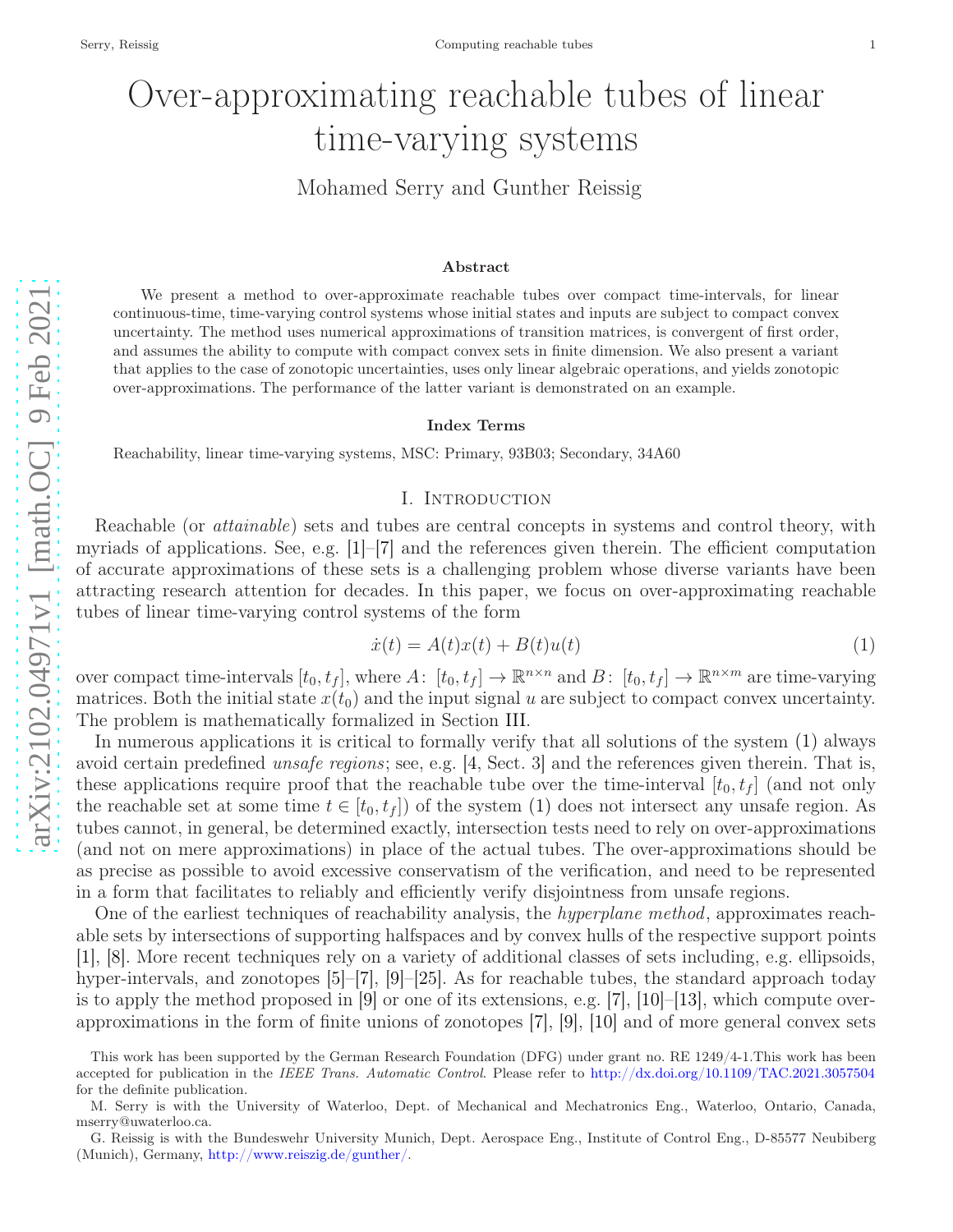# Over-approximating reachable tubes of linear time-varying systems

Mohamed Serry and Gunther Reissig

### Abstract

We present a method to over-approximate reachable tubes over compact time-intervals, for linear continuous-time, time-varying control systems whose initial states and inputs are subject to compact convex uncertainty. The method uses numerical approximations of transition matrices, is convergent of first order, and assumes the ability to compute with compact convex sets in finite dimension. We also present a variant that applies to the case of zonotopic uncertainties, uses only linear algebraic operations, and yields zonotopic over-approximations. The performance of the latter variant is demonstrated on an example.

### Index Terms

Reachability, linear time-varying systems, MSC: Primary, 93B03; Secondary, 34A60

## I. Introduction

Reachable (or *attainable*) sets and tubes are central concepts in systems and control theory, with myriads of applications. See, e.g. [1]–[7] and the references given therein. The efficient computation of accurate approximations of these sets is a challenging problem whose diverse variants have been attracting research attention for decades. In this paper, we focus on over-approximating reachable tubes of linear time-varying control systems of the form

$$\dot{x}(t) = A(t)x(t) + B(t)u(t) \tag{1}$$

over compact time-intervals $[t_0, t_f]$, where $A\colon [t_0, t_f] \to \mathbb{R}^{n\times n}$ and $B\colon [t_0, t_f] \to \mathbb{R}^{n\times m}$ are time-varying matrices. Both the initial state $x(t_0)$ and the input signal $u$ are subject to compact convex uncertainty. The problem is mathematically formalized in Section III.

In numerous applications it is critical to formally verify that all solutions of the system (1) always avoid certain predefined *unsafe regions*; see, e.g. [4, Sect. 3] and the references given therein. That is, these applications require proof that the reachable tube over the time-interval $[t_0, t_f]$ (and not only the reachable set at some time $t \in [t_0, t_f]$) of the system (1) does not intersect any unsafe region. As tubes cannot, in general, be determined exactly, intersection tests need to rely on over-approximations (and not on mere approximations) in place of the actual tubes. The over-approximations should be as precise as possible to avoid excessive conservatism of the verification, and need to be represented in a form that facilitates to reliably and efficiently verify disjointness from unsafe regions.

One of the earliest techniques of reachability analysis, the *hyperplane method*, approximates reachable sets by intersections of supporting halfspaces and by convex hulls of the respective support points [1], [8]. More recent techniques rely on a variety of additional classes of sets including, e.g. ellipsoids, hyper-intervals, and zonotopes [5]–[7], [9]–[25]. As for reachable tubes, the standard approach today is to apply the method proposed in [9] or one of its extensions, e.g. [7], [10]–[13], which compute over-approximations in the form of finite unions of zonotopes [7], [9], [10] and of more general convex sets

This work has been supported by the German Research Foundation (DFG) under grant no. RE 1249/4-1.This work has been accepted for publication in the *IEEE Trans. Automatic Control*. Please refer to http://dx.doi.org/10.1109/TAC.2021.3057504 for the definite publication.

M. Serry is with the University of Waterloo, Dept. of Mechanical and Mechatronics Eng., Waterloo, Ontario, Canada, mserry@uwaterloo.ca.

G. Reissig is with the Bundeswehr University Munich, Dept. Aerospace Eng., Institute of Control Eng., D-85577 Neubiberg (Munich), Germany, http://www.reissig.de/gunther/.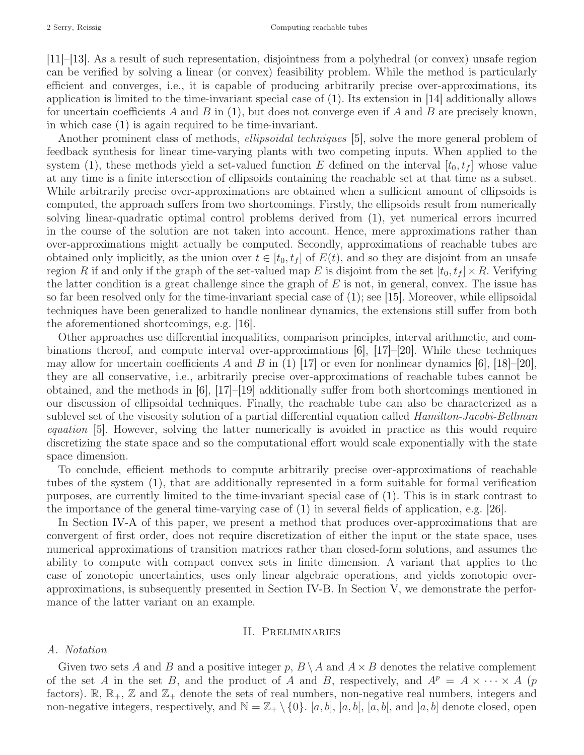[11]–[13]. As a result of such representation, disjointness from a polyhedral (or convex) unsafe region can be verified by solving a linear (or convex) feasibility problem. While the method is particularly efficient and converges, i.e., it is capable of producing arbitrarily precise over-approximations, its application is limited to the time-invariant special case of (1). Its extension in [14] additionally allows for uncertain coefficients $A$ and $B$ in (1), but does not converge even if $A$ and $B$ are precisely known, in which case (1) is again required to be time-invariant.

Another prominent class of methods, *ellipsoidal techniques* [5], solve the more general problem of feedback synthesis for linear time-varying plants with two competing inputs. When applied to the system (1), these methods yield a set-valued function $E$ defined on the interval $[t_0, t_f]$ whose value at any time is a finite intersection of ellipsoids containing the reachable set at that time as a subset. While arbitrarily precise over-approximations are obtained when a sufficient amount of ellipsoids is computed, the approach suffers from two shortcomings. Firstly, the ellipsoids result from numerically solving linear-quadratic optimal control problems derived from (1), yet numerical errors incurred in the course of the solution are not taken into account. Hence, mere approximations rather than over-approximations might actually be computed. Secondly, approximations of reachable tubes are obtained only implicitly, as the union over $t \in [t_0, t_f]$ of $E(t)$, and so they are disjoint from an unsafe region $R$ if and only if the graph of the set-valued map $E$ is disjoint from the set $[t_0, t_f] \times R$. Verifying the latter condition is a great challenge since the graph of $E$ is not, in general, convex. The issue has so far been resolved only for the time-invariant special case of (1); see [15]. Moreover, while ellipsoidal techniques have been generalized to handle nonlinear dynamics, the extensions still suffer from both the aforementioned shortcomings, e.g. [16].

Other approaches use differential inequalities, comparison principles, interval arithmetic, and combinations thereof, and compute interval over-approximations [6], [17]–[20]. While these techniques may allow for uncertain coefficients $A$ and $B$ in (1) [17] or even for nonlinear dynamics [6], [18]–[20], they are all conservative, i.e., arbitrarily precise over-approximations of reachable tubes cannot be obtained, and the methods in [6], [17]–[19] additionally suffer from both shortcomings mentioned in our discussion of ellipsoidal techniques. Finally, the reachable tube can also be characterized as a sublevel set of the viscosity solution of a partial differential equation called *Hamilton-Jacobi-Bellman equation* [5]. However, solving the latter numerically is avoided in practice as this would require discretizing the state space and so the computational effort would scale exponentially with the state space dimension.

To conclude, efficient methods to compute arbitrarily precise over-approximations of reachable tubes of the system (1), that are additionally represented in a form suitable for formal verification purposes, are currently limited to the time-invariant special case of (1). This is in stark contrast to the importance of the general time-varying case of (1) in several fields of application, e.g. [26].

In Section IV-A of this paper, we present a method that produces over-approximations that are convergent of first order, does not require discretization of either the input or the state space, uses numerical approximations of transition matrices rather than closed-form solutions, and assumes the ability to compute with compact convex sets in finite dimension. A variant that applies to the case of zonotopic uncertainties, uses only linear algebraic operations, and yields zonotopic over-approximations, is subsequently presented in Section IV-B. In Section V, we demonstrate the performance of the latter variant on an example.

## II. Preliminaries

### A. Notation

Given two sets $A$ and $B$ and a positive integer $p$, $B \setminus A$ and $A \times B$ denotes the relative complement of the set $A$ in the set $B$, and the product of $A$ and $B$, respectively, and $A^p = A \times \cdots \times A$ ($p$ factors). $\mathbb{R}$, $\mathbb{R}_+$, $\mathbb{Z}$ and $\mathbb{Z}_+$ denote the sets of real numbers, non-negative real numbers, integers and non-negative integers, respectively, and $\mathbb{N} = \mathbb{Z}_+ \setminus \{0\}$. $[a, b]$, $]a, b[$, $[a, b[$, and $]a, b]$ denote closed, open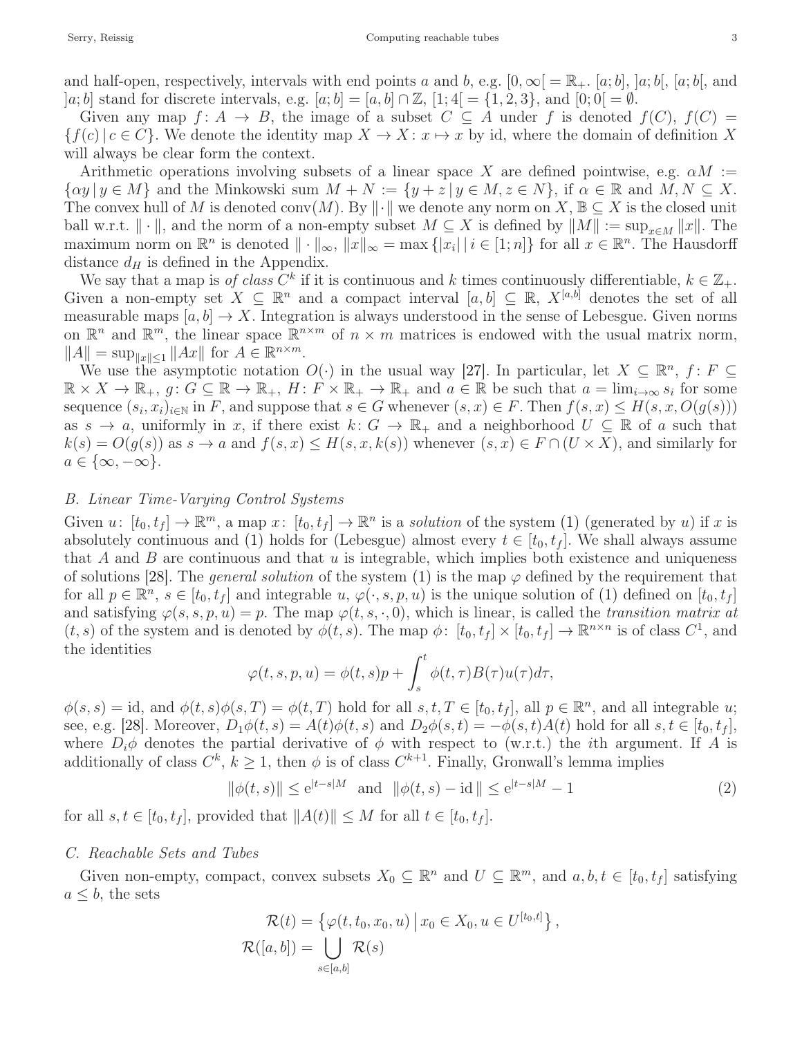and half-open, respectively, intervals with end points $a$ and $b$, e.g. $[0,\infty[ = \mathbb{R}_+$. $[a;b]$, $]a;b[$, $[a;b[$, and $]a;b]$ stand for discrete intervals, e.g. $[a;b] = [a,b] \cap \mathbb{Z}$, $[1;4[ = \{1,2,3\}$, and $[0;0[ = \emptyset$.

Given any map $f\colon A \to B$, the image of a subset $C \subseteq A$ under $f$ is denoted $f(C)$, $f(C) = \{f(c) \,|\, c \in C\}$. We denote the identity map $X \to X \colon x \mapsto x$ by id, where the domain of definition $X$ will always be clear form the context.

Arithmetic operations involving subsets of a linear space $X$ are defined pointwise, e.g. $\alpha M := \{\alpha y \,|\, y \in M\}$ and the Minkowski sum $M + N := \{y + z \,|\, y \in M, z \in N\}$, if $\alpha \in \mathbb{R}$ and $M, N \subseteq X$. The convex hull of $M$ is denoted $\operatorname{conv}(M)$. By $\|\cdot\|$ we denote any norm on $X$, $\mathbb{B} \subseteq X$ is the closed unit ball w.r.t. $\|\cdot\|$, and the norm of a non-empty subset $M \subseteq X$ is defined by $\|M\| := \sup_{x \in M} \|x\|$. The maximum norm on $\mathbb{R}^n$ is denoted $\|\cdot\|_\infty$, $\|x\|_\infty = \max\{|x_i| \,|\, i \in [1;n]\}$ for all $x \in \mathbb{R}^n$. The Hausdorff distance $d_H$ is defined in the Appendix.

We say that a map is *of class $C^k$* if it is continuous and $k$ times continuously differentiable, $k \in \mathbb{Z}_+$. Given a non-empty set $X \subseteq \mathbb{R}^n$ and a compact interval $[a,b] \subseteq \mathbb{R}$, $X^{[a,b]}$ denotes the set of all measurable maps $[a,b] \to X$. Integration is always understood in the sense of Lebesgue. Given norms on $\mathbb{R}^n$ and $\mathbb{R}^m$, the linear space $\mathbb{R}^{n\times m}$ of $n \times m$ matrices is endowed with the usual matrix norm, $\|A\| = \sup_{\|x\| \leq 1} \|Ax\|$ for $A \in \mathbb{R}^{n \times m}$.

We use the asymptotic notation $O(\cdot)$ in the usual way [27]. In particular, let $X \subseteq \mathbb{R}^n$, $f\colon F \subseteq \mathbb{R} \times X \to \mathbb{R}_+$, $g\colon G \subseteq \mathbb{R} \to \mathbb{R}_+$, $H\colon F \times \mathbb{R}_+ \to \mathbb{R}_+$ and $a \in \mathbb{R}$ be such that $a = \lim_{i\to\infty} s_i$ for some sequence $(s_i, x_i)_{i \in \mathbb{N}}$ in $F$, and suppose that $s \in G$ whenever $(s,x) \in F$. Then $f(s,x) \leq H(s,x,O(g(s)))$ as $s \to a$, uniformly in $x$, if there exist $k\colon G \to \mathbb{R}_+$ and a neighborhood $U \subseteq \mathbb{R}$ of $a$ such that $k(s) = O(g(s))$ as $s \to a$ and $f(s,x) \leq H(s,x,k(s))$ whenever $(s,x) \in F \cap (U \times X)$, and similarly for $a \in \{\infty, -\infty\}$.

## B. Linear Time-Varying Control Systems

Given $u\colon [t_0,t_f] \to \mathbb{R}^m$, a map $x\colon [t_0,t_f] \to \mathbb{R}^n$ is a *solution* of the system (1) (generated by $u$) if $x$ is absolutely continuous and (1) holds for (Lebesgue) almost every $t \in [t_0,t_f]$. We shall always assume that $A$ and $B$ are continuous and that $u$ is integrable, which implies both existence and uniqueness of solutions [28]. The *general solution* of the system (1) is the map $\varphi$ defined by the requirement that for all $p \in \mathbb{R}^n$, $s \in [t_0,t_f]$ and integrable $u$, $\varphi(\cdot,s,p,u)$ is the unique solution of (1) defined on $[t_0,t_f]$ and satisfying $\varphi(s,s,p,u) = p$. The map $\varphi(t,s,\cdot,0)$, which is linear, is called the *transition matrix at* $(t,s)$ of the system and is denoted by $\phi(t,s)$. The map $\phi\colon [t_0,t_f] \times [t_0,t_f] \to \mathbb{R}^{n\times n}$ is of class $C^1$, and the identities

$$\varphi(t,s,p,u) = \phi(t,s)p + \int_s^t \phi(t,\tau)B(\tau)u(\tau)d\tau,$$

$\phi(s,s) = \mathrm{id}$, and $\phi(t,s)\phi(s,T) = \phi(t,T)$ hold for all $s,t,T \in [t_0,t_f]$, all $p \in \mathbb{R}^n$, and all integrable $u$; see, e.g. [28]. Moreover, $D_1\phi(t,s) = A(t)\phi(t,s)$ and $D_2\phi(s,t) = -\phi(s,t)A(t)$ hold for all $s,t \in [t_0,t_f]$, where $D_i\phi$ denotes the partial derivative of $\phi$ with respect to (w.r.t.) the $i$th argument. If $A$ is additionally of class $C^k$, $k \geq 1$, then $\phi$ is of class $C^{k+1}$. Finally, Gronwall's lemma implies

$$\|\phi(t,s)\| \leq \mathrm{e}^{|t-s|M} \quad \text{and} \quad \|\phi(t,s) - \mathrm{id}\| \leq \mathrm{e}^{|t-s|M} - 1 \tag{2}$$

for all $s,t \in [t_0,t_f]$, provided that $\|A(t)\| \leq M$ for all $t \in [t_0,t_f]$.

## C. Reachable Sets and Tubes

Given non-empty, compact, convex subsets $X_0 \subseteq \mathbb{R}^n$ and $U \subseteq \mathbb{R}^m$, and $a,b,t \in [t_0,t_f]$ satisfying $a \leq b$, the sets

$$\mathcal{R}(t) = \left\{ \varphi(t,t_0,x_0,u) \,\middle|\, x_0 \in X_0, u \in U^{[t_0,t]} \right\},$$
$$\mathcal{R}([a,b]) = \bigcup_{s \in [a,b]} \mathcal{R}(s)$$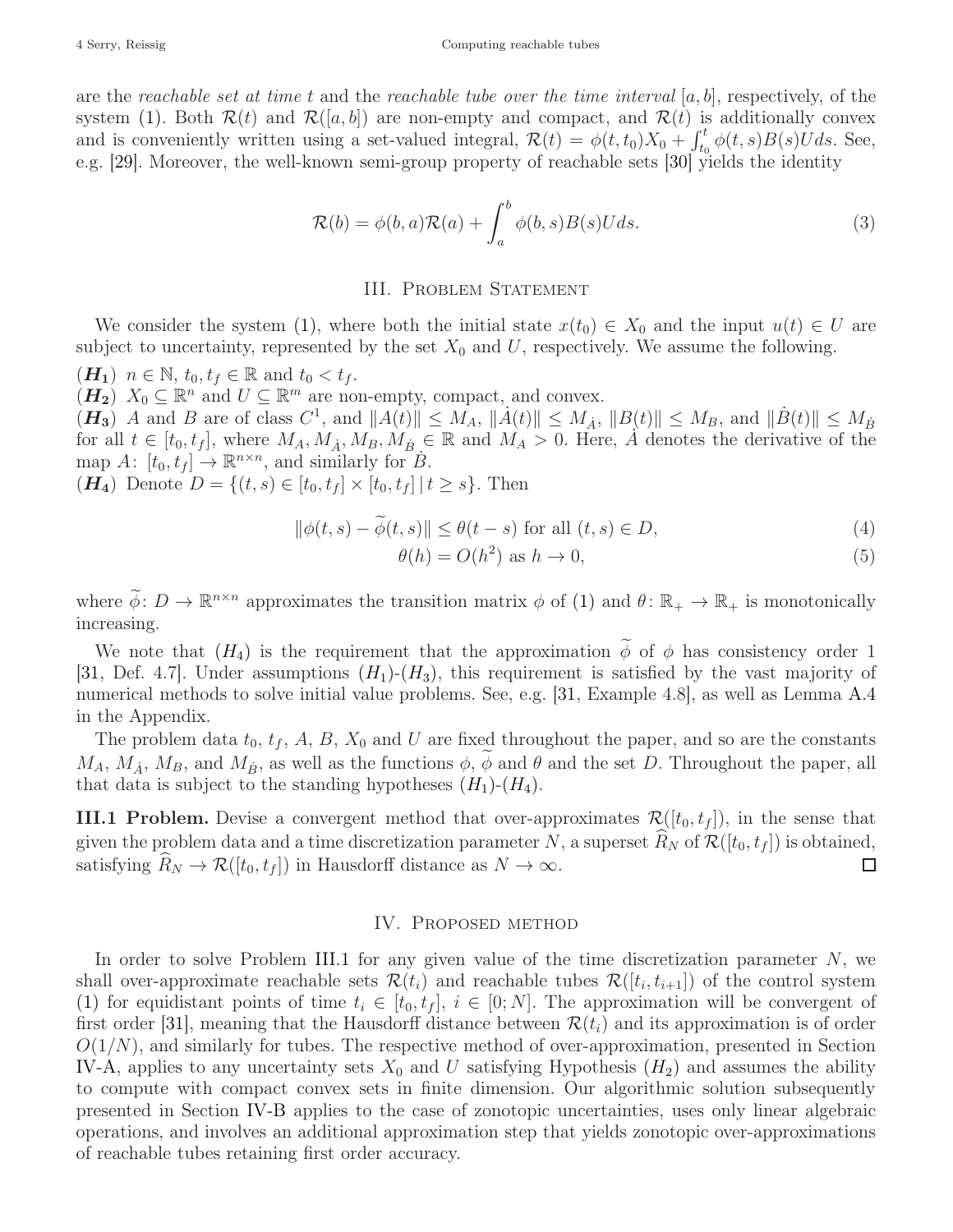are the *reachable set at time t* and the *reachable tube over the time interval* $[a, b]$, respectively, of the system (1). Both $\mathcal{R}(t)$ and $\mathcal{R}([a, b])$ are non-empty and compact, and $\mathcal{R}(t)$ is additionally convex and is conveniently written using a set-valued integral, $\mathcal{R}(t) = \phi(t, t_0)X_0 + \int_{t_0}^{t} \phi(t, s)B(s)Uds$. See, e.g. [29]. Moreover, the well-known semi-group property of reachable sets [30] yields the identity

$$\mathcal{R}(b) = \phi(b, a)\mathcal{R}(a) + \int_{a}^{b} \phi(b, s)B(s)Uds. \tag{3}$$

## III. Problem Statement

We consider the system (1), where both the initial state $x(t_0) \in X_0$ and the input $u(t) \in U$ are subject to uncertainty, represented by the set $X_0$ and $U$, respectively. We assume the following.

$(\boldsymbol{H_1})$ $n \in \mathbb{N}$, $t_0, t_f \in \mathbb{R}$ and $t_0 < t_f$.

$(\boldsymbol{H_2})$ $X_0 \subseteq \mathbb{R}^n$ and $U \subseteq \mathbb{R}^m$ are non-empty, compact, and convex.

$(\boldsymbol{H_3})$ $A$ and $B$ are of class $C^1$, and $\|A(t)\| \leq M_A$, $\|\dot{A}(t)\| \leq M_{\dot{A}}$, $\|B(t)\| \leq M_B$, and $\|\dot{B}(t)\| \leq M_{\dot{B}}$ for all $t \in [t_0, t_f]$, where $M_A, M_{\dot{A}}, M_B, M_{\dot{B}} \in \mathbb{R}$ and $M_A > 0$. Here, $\dot{A}$ denotes the derivative of the map $A\colon [t_0, t_f] \to \mathbb{R}^{n \times n}$, and similarly for $\dot{B}$.

$(\boldsymbol{H_4})$ Denote $D = \{(t, s) \in [t_0, t_f] \times [t_0, t_f] \,|\, t \geq s\}$. Then

$$\|\phi(t, s) - \widetilde{\phi}(t, s)\| \leq \theta(t - s) \text{ for all } (t, s) \in D, \tag{4}$$

$$\theta(h) = O(h^2) \text{ as } h \to 0, \tag{5}$$

where $\widetilde{\phi}\colon D \to \mathbb{R}^{n \times n}$ approximates the transition matrix $\phi$ of (1) and $\theta\colon \mathbb{R}_+ \to \mathbb{R}_+$ is monotonically increasing.

We note that $(H_4)$ is the requirement that the approximation $\widetilde{\phi}$ of $\phi$ has consistency order 1 [31, Def. 4.7]. Under assumptions $(H_1)$-$(H_3)$, this requirement is satisfied by the vast majority of numerical methods to solve initial value problems. See, e.g. [31, Example 4.8], as well as Lemma A.4 in the Appendix.

The problem data $t_0$, $t_f$, $A$, $B$, $X_0$ and $U$ are fixed throughout the paper, and so are the constants $M_A$, $M_{\dot{A}}$, $M_B$, and $M_{\dot{B}}$, as well as the functions $\phi$, $\widetilde{\phi}$ and $\theta$ and the set $D$. Throughout the paper, all that data is subject to the standing hypotheses $(H_1)$-$(H_4)$.

**III.1 Problem.** Devise a convergent method that over-approximates $\mathcal{R}([t_0, t_f])$, in the sense that given the problem data and a time discretization parameter $N$, a superset $\widehat{R}_N$ of $\mathcal{R}([t_0, t_f])$ is obtained, satisfying $\widehat{R}_N \to \mathcal{R}([t_0, t_f])$ in Hausdorff distance as $N \to \infty$. □

## IV. Proposed method

In order to solve Problem III.1 for any given value of the time discretization parameter $N$, we shall over-approximate reachable sets $\mathcal{R}(t_i)$ and reachable tubes $\mathcal{R}([t_i, t_{i+1}])$ of the control system (1) for equidistant points of time $t_i \in [t_0, t_f]$, $i \in [0; N]$. The approximation will be convergent of first order [31], meaning that the Hausdorff distance between $\mathcal{R}(t_i)$ and its approximation is of order $O(1/N)$, and similarly for tubes. The respective method of over-approximation, presented in Section IV-A, applies to any uncertainty sets $X_0$ and $U$ satisfying Hypothesis $(H_2)$ and assumes the ability to compute with compact convex sets in finite dimension. Our algorithmic solution subsequently presented in Section IV-B applies to the case of zonotopic uncertainties, uses only linear algebraic operations, and involves an additional approximation step that yields zonotopic over-approximations of reachable tubes retaining first order accuracy.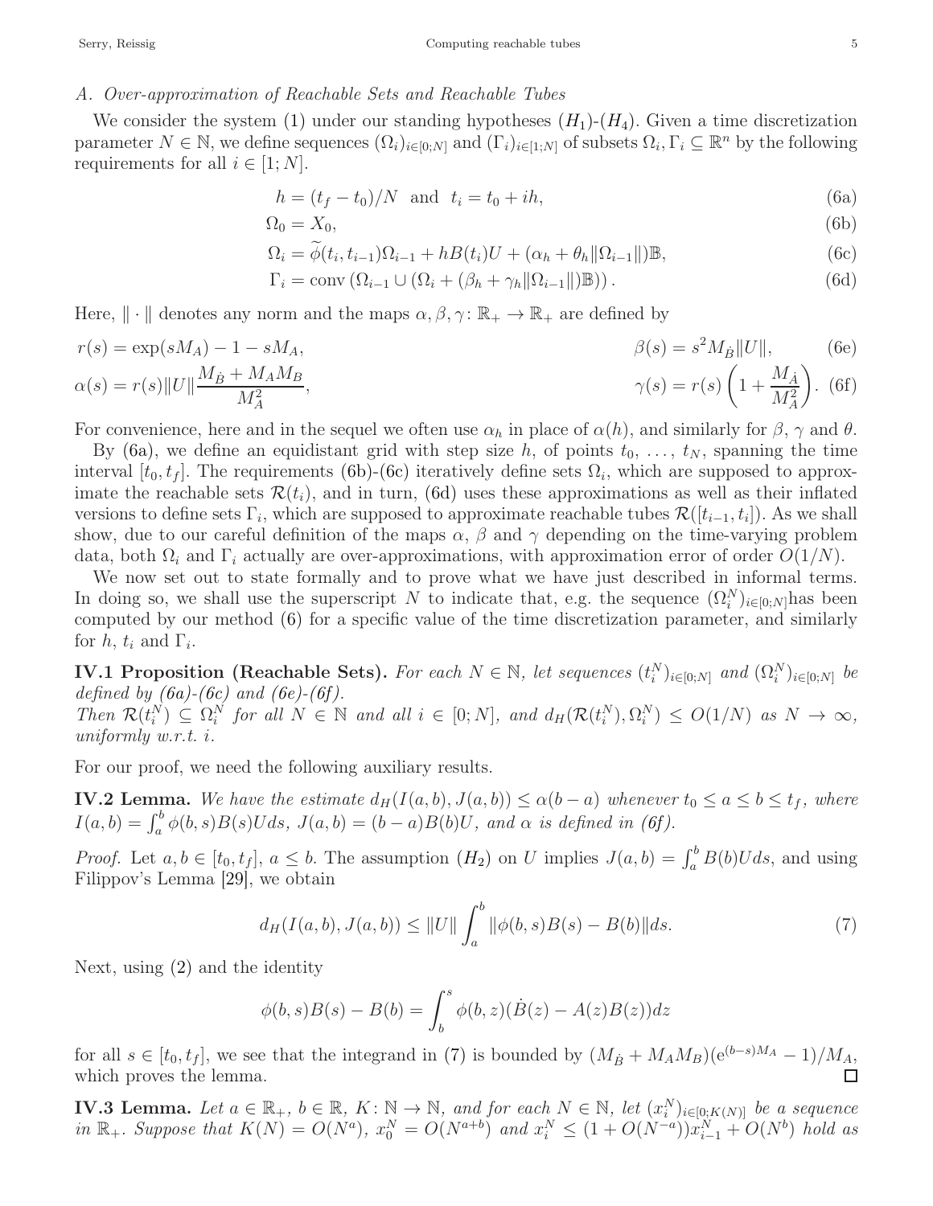### A. Over-approximation of Reachable Sets and Reachable Tubes

We consider the system (1) under our standing hypotheses $(H_1)$-$(H_4)$. Given a time discretization parameter $N \in \mathbb{N}$, we define sequences $(\Omega_i)_{i\in[0;N]}$ and $(\Gamma_i)_{i\in[1;N]}$ of subsets $\Omega_i, \Gamma_i \subseteq \mathbb{R}^n$ by the following requirements for all $i \in [1;N]$.

$$h = (t_f - t_0)/N \quad \text{and} \quad t_i = t_0 + ih, \tag{6a}$$

$$\Omega_0 = X_0, \tag{6b}$$

$$\Omega_i = \widetilde{\phi}(t_i, t_{i-1})\Omega_{i-1} + hB(t_i)U + (\alpha_h + \theta_h\|\Omega_{i-1}\|)\mathbb{B}, \tag{6c}$$

$$\Gamma_i = \operatorname{conv}\left(\Omega_{i-1} \cup (\Omega_i + (\beta_h + \gamma_h\|\Omega_{i-1}\|)\mathbb{B})\right). \tag{6d}$$

Here, $\|\cdot\|$ denotes any norm and the maps $\alpha, \beta, \gamma \colon \mathbb{R}_+ \to \mathbb{R}_+$ are defined by

$$r(s) = \exp(sM_A) - 1 - sM_A, \qquad \beta(s) = s^2 M_{\dot{B}}\|U\|, \tag{6e}$$

$$\alpha(s) = r(s)\|U\|\frac{M_{\dot{B}} + M_A M_B}{M_A^2}, \qquad \gamma(s) = r(s)\left(1 + \frac{M_{\dot{A}}}{M_A^2}\right). \tag{6f}$$

For convenience, here and in the sequel we often use $\alpha_h$ in place of $\alpha(h)$, and similarly for $\beta$, $\gamma$ and $\theta$.

By (6a), we define an equidistant grid with step size $h$, of points $t_0, \ldots, t_N$, spanning the time interval $[t_0, t_f]$. The requirements (6b)-(6c) iteratively define sets $\Omega_i$, which are supposed to approximate the reachable sets $\mathcal{R}(t_i)$, and in turn, (6d) uses these approximations as well as their inflated versions to define sets $\Gamma_i$, which are supposed to approximate reachable tubes $\mathcal{R}([t_{i-1}, t_i])$. As we shall show, due to our careful definition of the maps $\alpha$, $\beta$ and $\gamma$ depending on the time-varying problem data, both $\Omega_i$ and $\Gamma_i$ actually are over-approximations, with approximation error of order $O(1/N)$.

We now set out to state formally and to prove what we have just described in informal terms. In doing so, we shall use the superscript $N$ to indicate that, e.g. the sequence $(\Omega_i^N)_{i\in[0;N]}$has been computed by our method (6) for a specific value of the time discretization parameter, and similarly for $h$, $t_i$ and $\Gamma_i$.

**IV.1 Proposition (Reachable Sets).** *For each $N \in \mathbb{N}$, let sequences $(t_i^N)_{i\in[0;N]}$ and $(\Omega_i^N)_{i\in[0;N]}$ be defined by (6a)-(6c) and (6e)-(6f).*
*Then $\mathcal{R}(t_i^N) \subseteq \Omega_i^N$ for all $N \in \mathbb{N}$ and all $i \in [0;N]$, and $d_H(\mathcal{R}(t_i^N), \Omega_i^N) \leq O(1/N)$ as $N \to \infty$, uniformly w.r.t. $i$.*

For our proof, we need the following auxiliary results.

**IV.2 Lemma.** *We have the estimate $d_H(I(a,b), J(a,b)) \leq \alpha(b-a)$ whenever $t_0 \leq a \leq b \leq t_f$, where $I(a,b) = \int_a^b \phi(b,s)B(s)U ds$, $J(a,b) = (b-a)B(b)U$, and $\alpha$ is defined in (6f).*

*Proof.* Let $a, b \in [t_0, t_f]$, $a \leq b$. The assumption $(H_2)$ on $U$ implies $J(a,b) = \int_a^b B(b)U ds$, and using Filippov's Lemma [29], we obtain

$$d_H(I(a,b), J(a,b)) \leq \|U\| \int_a^b \|\phi(b,s)B(s) - B(b)\| ds. \tag{7}$$

Next, using (2) and the identity

$$\phi(b,s)B(s) - B(b) = \int_b^s \phi(b,z)(\dot{B}(z) - A(z)B(z))dz$$

for all $s \in [t_0, t_f]$, we see that the integrand in (7) is bounded by $(M_{\dot{B}} + M_A M_B)(e^{(b-s)M_A} - 1)/M_A$, which proves the lemma. $\square$

**IV.3 Lemma.** *Let $a \in \mathbb{R}_+$, $b \in \mathbb{R}$, $K \colon \mathbb{N} \to \mathbb{N}$, and for each $N \in \mathbb{N}$, let $(x_i^N)_{i\in[0;K(N)]}$ be a sequence in $\mathbb{R}_+$. Suppose that $K(N) = O(N^a)$, $x_0^N = O(N^{a+b})$ and $x_i^N \leq (1 + O(N^{-a}))x_{i-1}^N + O(N^b)$ hold as*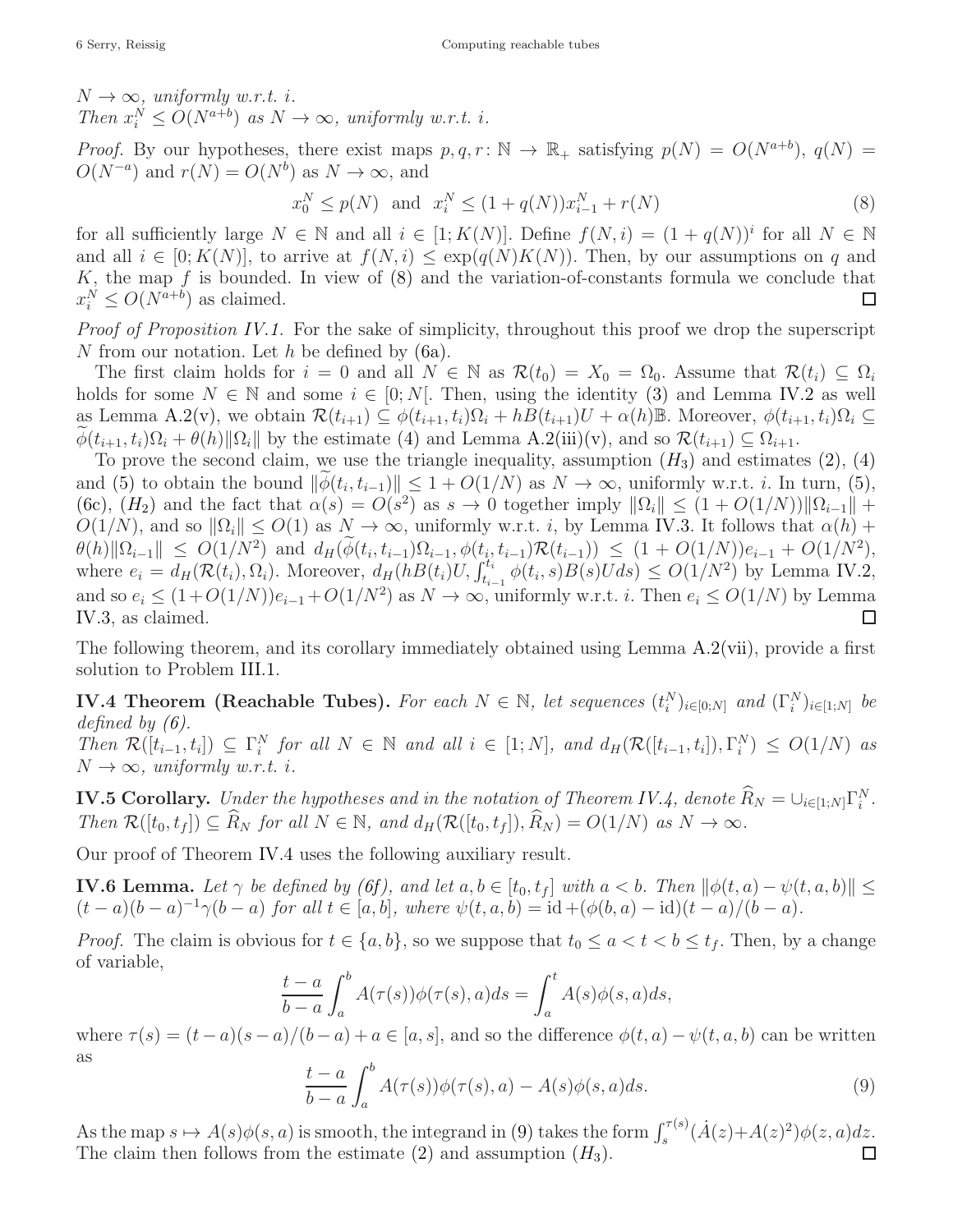$N \to \infty$, *uniformly w.r.t. i.*
*Then* $x_i^N \le O(N^{a+b})$ *as* $N \to \infty$, *uniformly w.r.t. i.*

*Proof.* By our hypotheses, there exist maps $p, q, r \colon \mathbb{N} \to \mathbb{R}_+$ satisfying $p(N) = O(N^{a+b})$, $q(N) = O(N^{-a})$ and $r(N) = O(N^b)$ as $N \to \infty$, and

$$x_0^N \le p(N) \;\text{ and }\; x_i^N \le (1 + q(N))x_{i-1}^N + r(N) \tag{8}$$

for all sufficiently large $N \in \mathbb{N}$ and all $i \in [1; K(N)]$. Define $f(N, i) = (1 + q(N))^i$ for all $N \in \mathbb{N}$ and all $i \in [0; K(N)]$, to arrive at $f(N, i) \le \exp(q(N)K(N))$. Then, by our assumptions on $q$ and $K$, the map $f$ is bounded. In view of (8) and the variation-of-constants formula we conclude that $x_i^N \le O(N^{a+b})$ as claimed. □

*Proof of Proposition IV.1.* For the sake of simplicity, throughout this proof we drop the superscript $N$ from our notation. Let $h$ be defined by (6a).

The first claim holds for $i = 0$ and all $N \in \mathbb{N}$ as $\mathcal{R}(t_0) = X_0 = \Omega_0$. Assume that $\mathcal{R}(t_i) \subseteq \Omega_i$ holds for some $N \in \mathbb{N}$ and some $i \in [0; N[$. Then, using the identity (3) and Lemma IV.2 as well as Lemma A.2(v), we obtain $\mathcal{R}(t_{i+1}) \subseteq \phi(t_{i+1}, t_i)\Omega_i + hB(t_{i+1})U + \alpha(h)\mathbb{B}$. Moreover, $\phi(t_{i+1}, t_i)\Omega_i \subseteq \widetilde{\phi}(t_{i+1}, t_i)\Omega_i + \theta(h)\|\Omega_i\|$ by the estimate (4) and Lemma A.2(iii)(v), and so $\mathcal{R}(t_{i+1}) \subseteq \Omega_{i+1}$.

To prove the second claim, we use the triangle inequality, assumption $(H_3)$ and estimates (2), (4) and (5) to obtain the bound $\|\widetilde{\phi}(t_i, t_{i-1})\| \le 1 + O(1/N)$ as $N \to \infty$, uniformly w.r.t. $i$. In turn, (5), (6c), $(H_2)$ and the fact that $\alpha(s) = O(s^2)$ as $s \to 0$ together imply $\|\Omega_i\| \le (1 + O(1/N))\|\Omega_{i-1}\| + O(1/N)$, and so $\|\Omega_i\| \le O(1)$ as $N \to \infty$, uniformly w.r.t. $i$, by Lemma IV.3. It follows that $\alpha(h) + \theta(h)\|\Omega_{i-1}\| \le O(1/N^2)$ and $d_H(\widetilde{\phi}(t_i, t_{i-1})\Omega_{i-1}, \phi(t_i, t_{i-1})\mathcal{R}(t_{i-1})) \le (1 + O(1/N))e_{i-1} + O(1/N^2)$, where $e_i = d_H(\mathcal{R}(t_i), \Omega_i)$. Moreover, $d_H(hB(t_i)U, \int_{t_{i-1}}^{t_i} \phi(t_i, s)B(s)U ds) \le O(1/N^2)$ by Lemma IV.2, and so $e_i \le (1+O(1/N))e_{i-1}+O(1/N^2)$ as $N \to \infty$, uniformly w.r.t. $i$. Then $e_i \le O(1/N)$ by Lemma IV.3, as claimed. □

The following theorem, and its corollary immediately obtained using Lemma A.2(vii), provide a first solution to Problem III.1.

**IV.4 Theorem (Reachable Tubes).** *For each* $N \in \mathbb{N}$*, let sequences* $(t_i^N)_{i \in [0;N]}$ *and* $(\Gamma_i^N)_{i \in [1;N]}$ *be defined by (6).*
*Then* $\mathcal{R}([t_{i-1}, t_i]) \subseteq \Gamma_i^N$ *for all* $N \in \mathbb{N}$ *and all* $i \in [1; N]$*, and* $d_H(\mathcal{R}([t_{i-1}, t_i]), \Gamma_i^N) \le O(1/N)$ *as* $N \to \infty$*, uniformly w.r.t. i.*

**IV.5 Corollary.** *Under the hypotheses and in the notation of Theorem IV.4, denote* $\widehat{R}_N = \cup_{i \in [1;N]} \Gamma_i^N$*. Then* $\mathcal{R}([t_0, t_f]) \subseteq \widehat{R}_N$ *for all* $N \in \mathbb{N}$*, and* $d_H(\mathcal{R}([t_0, t_f]), \widehat{R}_N) = O(1/N)$ *as* $N \to \infty$*.*

Our proof of Theorem IV.4 uses the following auxiliary result.

**IV.6 Lemma.** *Let* $\gamma$ *be defined by (6f), and let* $a, b \in [t_0, t_f]$ *with* $a < b$*. Then* $\|\phi(t, a) - \psi(t, a, b)\| \le (t - a)(b - a)^{-1}\gamma(b - a)$ *for all* $t \in [a, b]$*, where* $\psi(t, a, b) = \mathrm{id} + (\phi(b, a) - \mathrm{id})(t - a)/(b - a)$*.*

*Proof.* The claim is obvious for $t \in \{a, b\}$, so we suppose that $t_0 \le a < t < b \le t_f$. Then, by a change of variable,

$$\frac{t-a}{b-a} \int_a^b A(\tau(s))\phi(\tau(s), a) ds = \int_a^t A(s)\phi(s, a) ds,$$

where $\tau(s) = (t - a)(s - a)/(b - a) + a \in [a, s]$, and so the difference $\phi(t, a) - \psi(t, a, b)$ can be written as

$$\frac{t-a}{b-a} \int_a^b A(\tau(s))\phi(\tau(s), a) - A(s)\phi(s, a) ds. \tag{9}$$

As the map $s \mapsto A(s)\phi(s, a)$ is smooth, the integrand in (9) takes the form $\int_s^{\tau(s)} (\dot{A}(z) + A(z)^2)\phi(z, a) dz$. The claim then follows from the estimate (2) and assumption $(H_3)$. □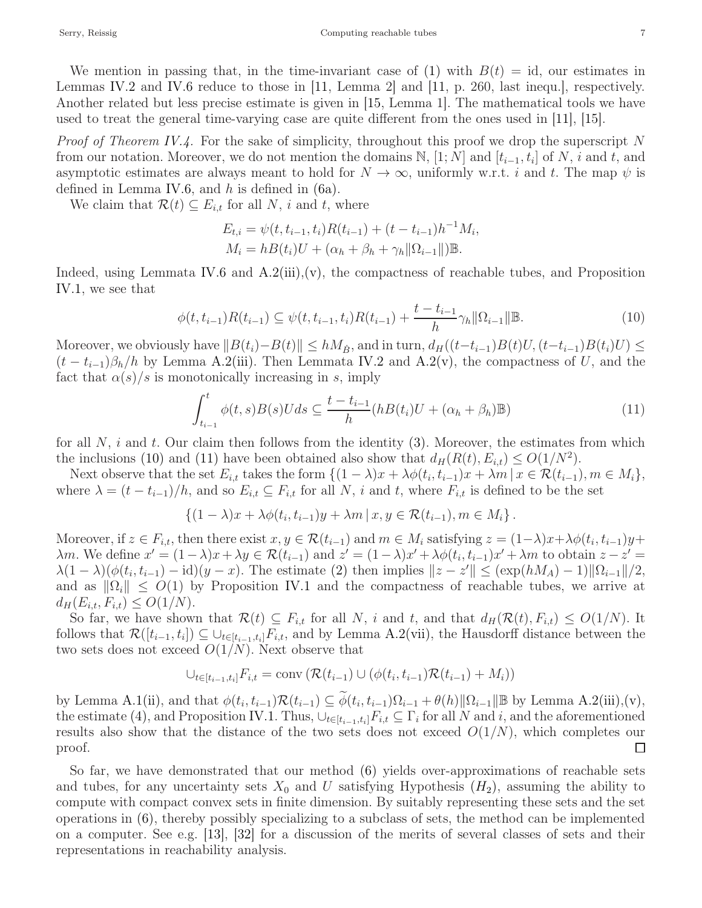We mention in passing that, in the time-invariant case of (1) with $B(t) = \mathrm{id}$, our estimates in Lemmas IV.2 and IV.6 reduce to those in [11, Lemma 2] and [11, p. 260, last inequ.], respectively. Another related but less precise estimate is given in [15, Lemma 1]. The mathematical tools we have used to treat the general time-varying case are quite different from the ones used in [11], [15].

*Proof of Theorem IV.4.* For the sake of simplicity, throughout this proof we drop the superscript $N$ from our notation. Moreover, we do not mention the domains $\mathbb{N}$, $[1; N]$ and $[t_{i-1}, t_i]$ of $N$, $i$ and $t$, and asymptotic estimates are always meant to hold for $N \to \infty$, uniformly w.r.t. $i$ and $t$. The map $\psi$ is defined in Lemma IV.6, and $h$ is defined in (6a).

We claim that $\mathcal{R}(t) \subseteq E_{i,t}$ for all $N$, $i$ and $t$, where

$$
\begin{aligned}
E_{t,i} &= \psi(t, t_{i-1}, t_i) R(t_{i-1}) + (t - t_{i-1}) h^{-1} M_i, \\
M_i &= h B(t_i) U + (\alpha_h + \beta_h + \gamma_h \|\Omega_{i-1}\|) \mathbb{B}.
\end{aligned}
$$

Indeed, using Lemmata IV.6 and A.2(iii),(v), the compactness of reachable tubes, and Proposition IV.1, we see that

$$
\phi(t, t_{i-1}) R(t_{i-1}) \subseteq \psi(t, t_{i-1}, t_i) R(t_{i-1}) + \frac{t - t_{i-1}}{h} \gamma_h \|\Omega_{i-1}\| \mathbb{B}. \tag{10}
$$

Moreover, we obviously have $\|B(t_i) - B(t)\| \leq h M_{\dot{B}}$, and in turn, $d_H((t - t_{i-1}) B(t) U, (t - t_{i-1}) B(t_i) U) \leq (t - t_{i-1}) \beta_h / h$ by Lemma A.2(iii). Then Lemmata IV.2 and A.2(v), the compactness of $U$, and the fact that $\alpha(s)/s$ is monotonically increasing in $s$, imply

$$
\int_{t_{i-1}}^{t} \phi(t, s) B(s) U ds \subseteq \frac{t - t_{i-1}}{h} (h B(t_i) U + (\alpha_h + \beta_h) \mathbb{B}) \tag{11}
$$

for all $N$, $i$ and $t$. Our claim then follows from the identity (3). Moreover, the estimates from which the inclusions (10) and (11) have been obtained also show that $d_H(R(t), E_{i,t}) \leq O(1/N^2)$.

Next observe that the set $E_{i,t}$ takes the form $\{(1 - \lambda) x + \lambda \phi(t_i, t_{i-1}) x + \lambda m \mid x \in \mathcal{R}(t_{i-1}), m \in M_i\}$, where $\lambda = (t - t_{i-1})/h$, and so $E_{i,t} \subseteq F_{i,t}$ for all $N$, $i$ and $t$, where $F_{i,t}$ is defined to be the set

$$
\{(1 - \lambda) x + \lambda \phi(t_i, t_{i-1}) y + \lambda m \mid x, y \in \mathcal{R}(t_{i-1}), m \in M_i\}.
$$

Moreover, if $z \in F_{i,t}$, then there exist $x, y \in \mathcal{R}(t_{i-1})$ and $m \in M_i$ satisfying $z = (1 - \lambda) x + \lambda \phi(t_i, t_{i-1}) y + \lambda m$. We define $x' = (1 - \lambda) x + \lambda y \in \mathcal{R}(t_{i-1})$ and $z' = (1 - \lambda) x' + \lambda \phi(t_i, t_{i-1}) x' + \lambda m$ to obtain $z - z' = \lambda (1 - \lambda) (\phi(t_i, t_{i-1}) - \mathrm{id})(y - x)$. The estimate (2) then implies $\|z - z'\| \leq (\exp(h M_A) - 1) \|\Omega_{i-1}\| / 2$, and as $\|\Omega_i\| \leq O(1)$ by Proposition IV.1 and the compactness of reachable tubes, we arrive at $d_H(E_{i,t}, F_{i,t}) \leq O(1/N)$.

So far, we have shown that $\mathcal{R}(t) \subseteq F_{i,t}$ for all $N$, $i$ and $t$, and that $d_H(\mathcal{R}(t), F_{i,t}) \leq O(1/N)$. It follows that $\mathcal{R}([t_{i-1}, t_i]) \subseteq \cup_{t \in [t_{i-1}, t_i]} F_{i,t}$, and by Lemma A.2(vii), the Hausdorff distance between the two sets does not exceed $O(1/N)$. Next observe that

$$
\cup_{t \in [t_{i-1}, t_i]} F_{i,t} = \mathrm{conv}\left(\mathcal{R}(t_{i-1}) \cup (\phi(t_i, t_{i-1}) \mathcal{R}(t_{i-1}) + M_i)\right)
$$

by Lemma A.1(ii), and that $\phi(t_i, t_{i-1}) \mathcal{R}(t_{i-1}) \subseteq \widetilde{\phi}(t_i, t_{i-1}) \Omega_{i-1} + \theta(h) \|\Omega_{i-1}\| \mathbb{B}$ by Lemma A.2(iii),(v), the estimate (4), and Proposition IV.1. Thus, $\cup_{t \in [t_{i-1}, t_i]} F_{i,t} \subseteq \Gamma_i$ for all $N$ and $i$, and the aforementioned results also show that the distance of the two sets does not exceed $O(1/N)$, which completes our proof. $\square$

So far, we have demonstrated that our method (6) yields over-approximations of reachable sets and tubes, for any uncertainty sets $X_0$ and $U$ satisfying Hypothesis $(H_2)$, assuming the ability to compute with compact convex sets in finite dimension. By suitably representing these sets and the set operations in (6), thereby possibly specializing to a subclass of sets, the method can be implemented on a computer. See e.g. [13], [32] for a discussion of the merits of several classes of sets and their representations in reachability analysis.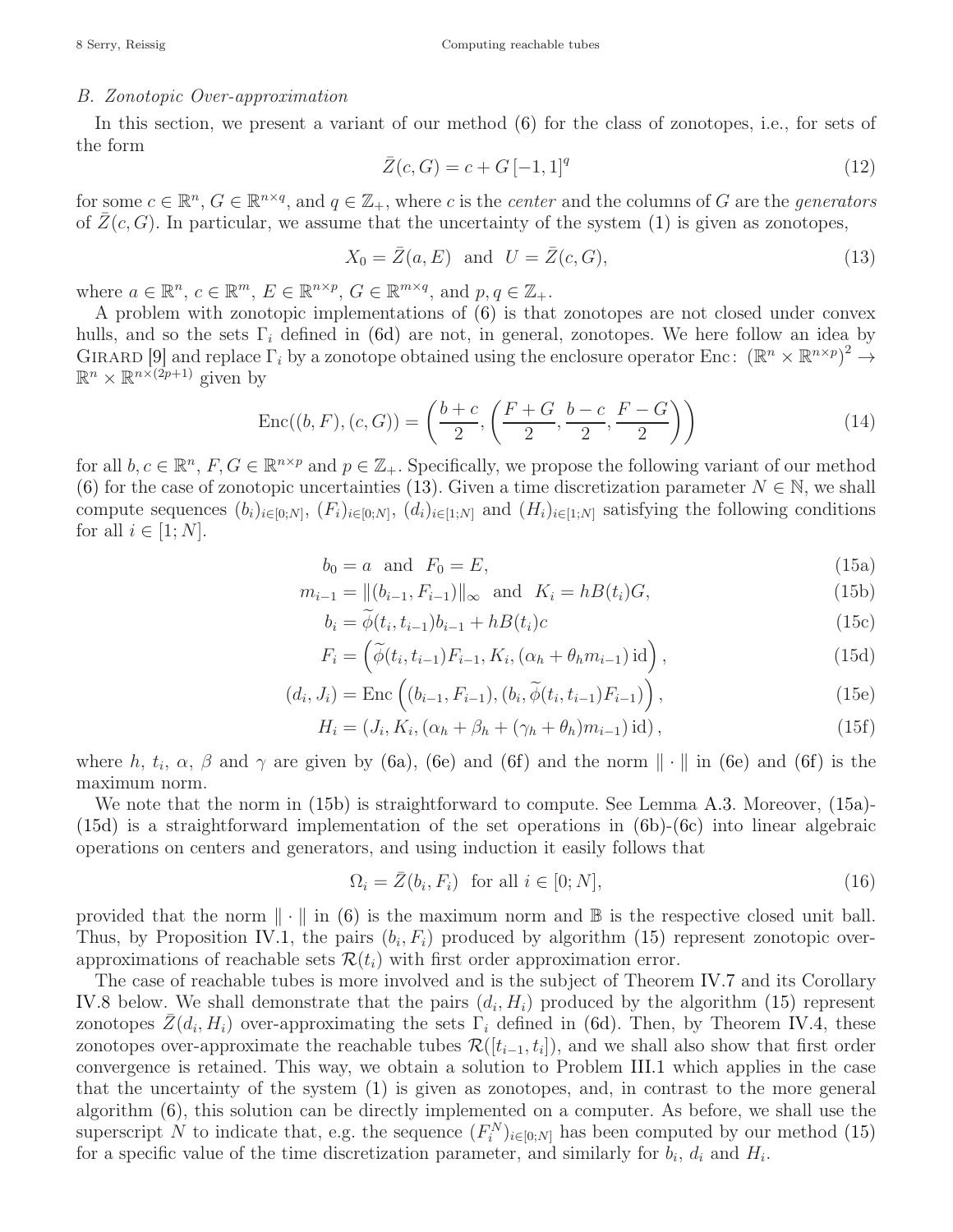### B. Zonotopic Over-approximation

In this section, we present a variant of our method (6) for the class of zonotopes, i.e., for sets of the form

$$\bar{Z}(c, G) = c + G\,[-1, 1]^q \tag{12}$$

for some $c \in \mathbb{R}^n$, $G \in \mathbb{R}^{n\times q}$, and $q \in \mathbb{Z}_+$, where $c$ is the *center* and the columns of $G$ are the *generators* of $\bar{Z}(c, G)$. In particular, we assume that the uncertainty of the system (1) is given as zonotopes,

$$X_0 = \bar{Z}(a, E) \;\text{ and }\; U = \bar{Z}(c, G), \tag{13}$$

where $a \in \mathbb{R}^n$, $c \in \mathbb{R}^m$, $E \in \mathbb{R}^{n\times p}$, $G \in \mathbb{R}^{m\times q}$, and $p, q \in \mathbb{Z}_+$.

A problem with zonotopic implementations of (6) is that zonotopes are not closed under convex hulls, and so the sets $\Gamma_i$ defined in (6d) are not, in general, zonotopes. We here follow an idea by Girard [9] and replace $\Gamma_i$ by a zonotope obtained using the enclosure operator $\mathrm{Enc}\colon (\mathbb{R}^n \times \mathbb{R}^{n\times p})^2 \to \mathbb{R}^n \times \mathbb{R}^{n\times(2p+1)}$ given by

$$\mathrm{Enc}((b, F), (c, G)) = \left(\frac{b+c}{2}, \left(\frac{F+G}{2}, \frac{b-c}{2}, \frac{F-G}{2}\right)\right) \tag{14}$$

for all $b, c \in \mathbb{R}^n$, $F, G \in \mathbb{R}^{n\times p}$ and $p \in \mathbb{Z}_+$. Specifically, we propose the following variant of our method (6) for the case of zonotopic uncertainties (13). Given a time discretization parameter $N \in \mathbb{N}$, we shall compute sequences $(b_i)_{i\in[0;N]}$, $(F_i)_{i\in[0;N]}$, $(d_i)_{i\in[1;N]}$ and $(H_i)_{i\in[1;N]}$ satisfying the following conditions for all $i \in [1; N]$.

$$b_0 = a \;\text{ and }\; F_0 = E, \tag{15a}$$

$$m_{i-1} = \|(b_{i-1}, F_{i-1})\|_\infty \;\text{ and }\; K_i = hB(t_i)G, \tag{15b}$$

$$b_i = \widetilde{\phi}(t_i, t_{i-1})b_{i-1} + hB(t_i)c \tag{15c}$$

$$F_i = \left(\widetilde{\phi}(t_i, t_{i-1})F_{i-1}, K_i, (\alpha_h + \theta_h m_{i-1})\,\mathrm{id}\right), \tag{15d}$$

$$(d_i, J_i) = \mathrm{Enc}\left((b_{i-1}, F_{i-1}), (b_i, \widetilde{\phi}(t_i, t_{i-1})F_{i-1})\right), \tag{15e}$$

$$H_i = (J_i, K_i, (\alpha_h + \beta_h + (\gamma_h + \theta_h)m_{i-1})\,\mathrm{id}), \tag{15f}$$

where $h$, $t_i$, $\alpha$, $\beta$ and $\gamma$ are given by (6a), (6e) and (6f) and the norm $\|\cdot\|$ in (6e) and (6f) is the maximum norm.

We note that the norm in (15b) is straightforward to compute. See Lemma A.3. Moreover, (15a)-(15d) is a straightforward implementation of the set operations in (6b)-(6c) into linear algebraic operations on centers and generators, and using induction it easily follows that

$$\Omega_i = \bar{Z}(b_i, F_i) \;\text{ for all } i \in [0; N], \tag{16}$$

provided that the norm $\|\cdot\|$ in (6) is the maximum norm and $\mathbb{B}$ is the respective closed unit ball. Thus, by Proposition IV.1, the pairs $(b_i, F_i)$ produced by algorithm (15) represent zonotopic over-approximations of reachable sets $\mathcal{R}(t_i)$ with first order approximation error.

The case of reachable tubes is more involved and is the subject of Theorem IV.7 and its Corollary IV.8 below. We shall demonstrate that the pairs $(d_i, H_i)$ produced by the algorithm (15) represent zonotopes $\bar{Z}(d_i, H_i)$ over-approximating the sets $\Gamma_i$ defined in (6d). Then, by Theorem IV.4, these zonotopes over-approximate the reachable tubes $\mathcal{R}([t_{i-1}, t_i])$, and we shall also show that first order convergence is retained. This way, we obtain a solution to Problem III.1 which applies in the case that the uncertainty of the system (1) is given as zonotopes, and, in contrast to the more general algorithm (6), this solution can be directly implemented on a computer. As before, we shall use the superscript $N$ to indicate that, e.g. the sequence $(F_i^N)_{i\in[0;N]}$ has been computed by our method (15) for a specific value of the time discretization parameter, and similarly for $b_i$, $d_i$ and $H_i$.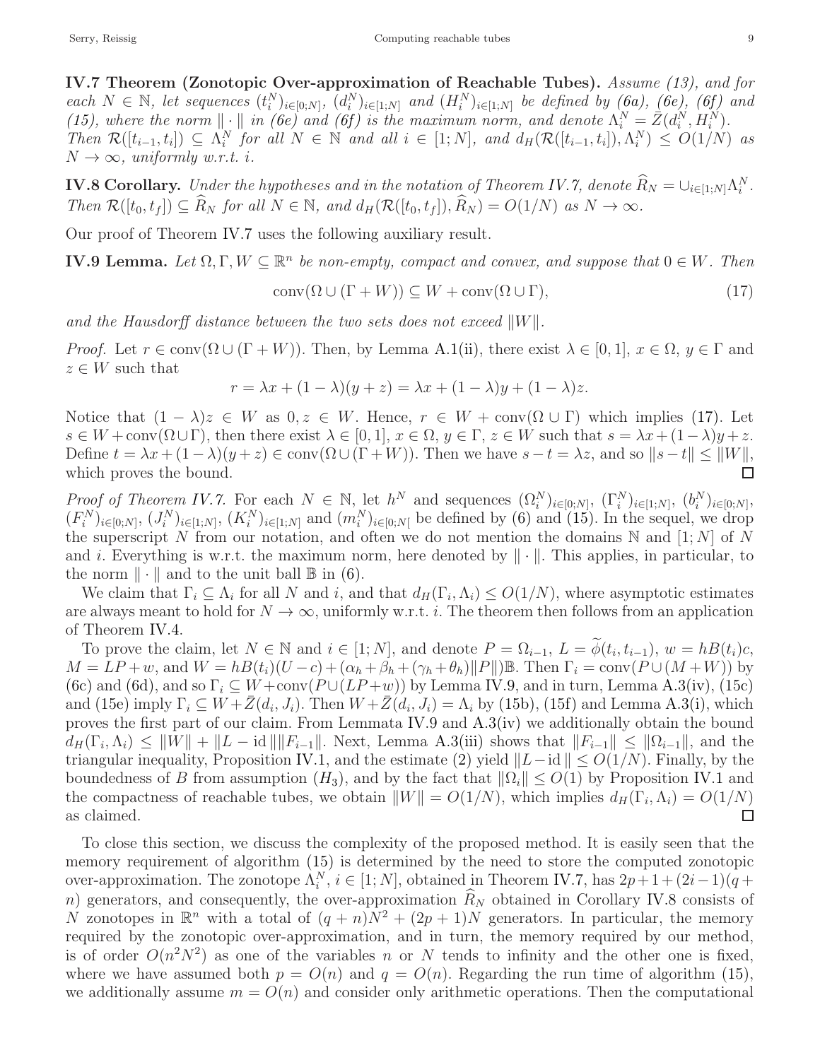**IV.7 Theorem (Zonotopic Over-approximation of Reachable Tubes).** *Assume (13), and for each $N \in \mathbb{N}$, let sequences $(t_i^N)_{i\in[0;N]}$, $(d_i^N)_{i\in[1;N]}$ and $(H_i^N)_{i\in[1;N]}$ be defined by (6a), (6e), (6f) and (15), where the norm $\|\cdot\|$ in (6e) and (6f) is the maximum norm, and denote $\Lambda_i^N = \bar{Z}(d_i^N, H_i^N)$. Then $\mathcal{R}([t_{i-1}, t_i]) \subseteq \Lambda_i^N$ for all $N \in \mathbb{N}$ and all $i \in [1; N]$, and $d_H(\mathcal{R}([t_{i-1}, t_i]), \Lambda_i^N) \leq O(1/N)$ as $N \to \infty$, uniformly w.r.t. $i$.*

**IV.8 Corollary.** *Under the hypotheses and in the notation of Theorem IV.7, denote $\widehat{R}_N = \cup_{i\in[1;N]}\Lambda_i^N$. Then $\mathcal{R}([t_0, t_f]) \subseteq \widehat{R}_N$ for all $N \in \mathbb{N}$, and $d_H(\mathcal{R}([t_0, t_f]), \widehat{R}_N) = O(1/N)$ as $N \to \infty$.*

Our proof of Theorem IV.7 uses the following auxiliary result.

**IV.9 Lemma.** *Let $\Omega, \Gamma, W \subseteq \mathbb{R}^n$ be non-empty, compact and convex, and suppose that $0 \in W$. Then*

$$\mathrm{conv}(\Omega \cup (\Gamma + W)) \subseteq W + \mathrm{conv}(\Omega \cup \Gamma), \tag{17}$$

*and the Hausdorff distance between the two sets does not exceed $\|W\|$.*

*Proof.* Let $r \in \mathrm{conv}(\Omega \cup (\Gamma + W))$. Then, by Lemma A.1(ii), there exist $\lambda \in [0, 1]$, $x \in \Omega$, $y \in \Gamma$ and $z \in W$ such that

$$r = \lambda x + (1 - \lambda)(y + z) = \lambda x + (1 - \lambda)y + (1 - \lambda)z.$$

Notice that $(1 - \lambda)z \in W$ as $0, z \in W$. Hence, $r \in W + \mathrm{conv}(\Omega \cup \Gamma)$ which implies (17). Let $s \in W + \mathrm{conv}(\Omega\cup\Gamma)$, then there exist $\lambda \in [0, 1]$, $x \in \Omega$, $y \in \Gamma$, $z \in W$ such that $s = \lambda x + (1-\lambda)y + z$. Define $t = \lambda x + (1-\lambda)(y+z) \in \mathrm{conv}(\Omega\cup(\Gamma+W))$. Then we have $s - t = \lambda z$, and so $\|s - t\| \leq \|W\|$, which proves the bound. □

*Proof of Theorem IV.7.* For each $N \in \mathbb{N}$, let $h^N$ and sequences $(\Omega_i^N)_{i\in[0;N]}$, $(\Gamma_i^N)_{i\in[1;N]}$, $(b_i^N)_{i\in[0;N]}$, $(F_i^N)_{i\in[0;N]}$, $(J_i^N)_{i\in[1;N]}$, $(K_i^N)_{i\in[1;N]}$ and $(m_i^N)_{i\in[0;N[}$ be defined by (6) and (15). In the sequel, we drop the superscript $N$ from our notation, and often we do not mention the domains $\mathbb{N}$ and $[1; N]$ of $N$ and $i$. Everything is w.r.t. the maximum norm, here denoted by $\|\cdot\|$. This applies, in particular, to the norm $\|\cdot\|$ and to the unit ball $\mathbb{B}$ in (6).

We claim that $\Gamma_i \subseteq \Lambda_i$ for all $N$ and $i$, and that $d_H(\Gamma_i, \Lambda_i) \leq O(1/N)$, where asymptotic estimates are always meant to hold for $N \to \infty$, uniformly w.r.t. $i$. The theorem then follows from an application of Theorem IV.4.

To prove the claim, let $N \in \mathbb{N}$ and $i \in [1; N]$, and denote $P = \Omega_{i-1}$, $L = \widetilde{\phi}(t_i, t_{i-1})$, $w = hB(t_i)c$, $M = LP + w$, and $W = hB(t_i)(U - c) + (\alpha_h + \beta_h + (\gamma_h + \theta_h)\|P\|)\mathbb{B}$. Then $\Gamma_i = \mathrm{conv}(P \cup (M + W))$ by (6c) and (6d), and so $\Gamma_i \subseteq W + \mathrm{conv}(P \cup (LP + w))$ by Lemma IV.9, and in turn, Lemma A.3(iv), (15c) and (15e) imply $\Gamma_i \subseteq W + \bar{Z}(d_i, J_i)$. Then $W + \bar{Z}(d_i, J_i) = \Lambda_i$ by (15b), (15f) and Lemma A.3(i), which proves the first part of our claim. From Lemmata IV.9 and A.3(iv) we additionally obtain the bound $d_H(\Gamma_i, \Lambda_i) \leq \|W\| + \|L - \mathrm{id}\|\|F_{i-1}\|$. Next, Lemma A.3(iii) shows that $\|F_{i-1}\| \leq \|\Omega_{i-1}\|$, and the triangular inequality, Proposition IV.1, and the estimate (2) yield $\|L - \mathrm{id}\| \leq O(1/N)$. Finally, by the boundedness of $B$ from assumption $(H_3)$, and by the fact that $\|\Omega_i\| \leq O(1)$ by Proposition IV.1 and the compactness of reachable tubes, we obtain $\|W\| = O(1/N)$, which implies $d_H(\Gamma_i, \Lambda_i) = O(1/N)$ as claimed. □

To close this section, we discuss the complexity of the proposed method. It is easily seen that the memory requirement of algorithm (15) is determined by the need to store the computed zonotopic over-approximation. The zonotope $\Lambda_i^N$, $i \in [1; N]$, obtained in Theorem IV.7, has $2p+1+(2i-1)(q+n)$ generators, and consequently, the over-approximation $\widehat{R}_N$ obtained in Corollary IV.8 consists of $N$ zonotopes in $\mathbb{R}^n$ with a total of $(q + n)N^2 + (2p + 1)N$ generators. In particular, the memory required by the zonotopic over-approximation, and in turn, the memory required by our method, is of order $O(n^2N^2)$ as one of the variables $n$ or $N$ tends to infinity and the other one is fixed, where we have assumed both $p = O(n)$ and $q = O(n)$. Regarding the run time of algorithm (15), we additionally assume $m = O(n)$ and consider only arithmetic operations. Then the computational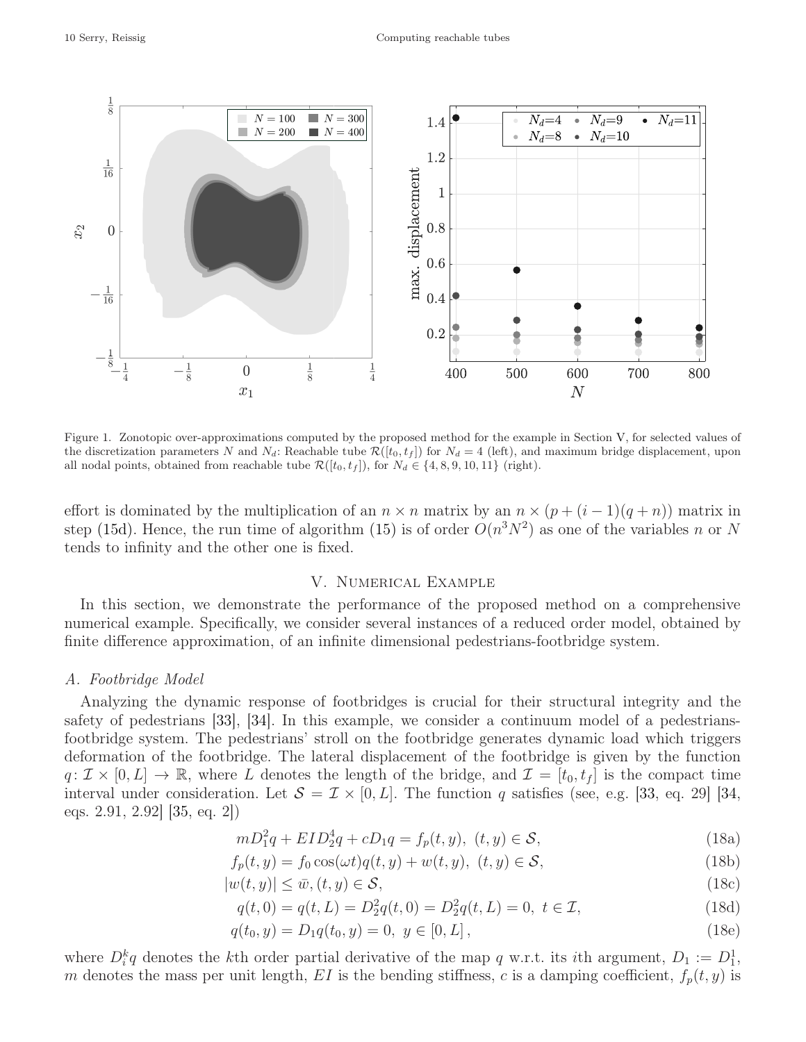Figure 1. Zonotopic over-approximations computed by the proposed method for the example in Section V, for selected values of the discretization parameters $N$ and $N_d$: Reachable tube $\mathcal{R}([t_0, t_f])$ for $N_d = 4$ (left), and maximum bridge displacement, upon all nodal points, obtained from reachable tube $\mathcal{R}([t_0, t_f])$, for $N_d \in \{4, 8, 9, 10, 11\}$ (right).

effort is dominated by the multiplication of an $n \times n$ matrix by an $n \times (p + (i-1)(q+n))$ matrix in step (15d). Hence, the run time of algorithm (15) is of order $O(n^3 N^2)$ as one of the variables $n$ or $N$ tends to infinity and the other one is fixed.

## V. Numerical Example

In this section, we demonstrate the performance of the proposed method on a comprehensive numerical example. Specifically, we consider several instances of a reduced order model, obtained by finite difference approximation, of an infinite dimensional pedestrians-footbridge system.

### A. Footbridge Model

Analyzing the dynamic response of footbridges is crucial for their structural integrity and the safety of pedestrians [33], [34]. In this example, we consider a continuum model of a pedestrians-footbridge system. The pedestrians' stroll on the footbridge generates dynamic load which triggers deformation of the footbridge. The lateral displacement of the footbridge is given by the function $q \colon \mathcal{I} \times [0, L] \to \mathbb{R}$, where $L$ denotes the length of the bridge, and $\mathcal{I} = [t_0, t_f]$ is the compact time interval under consideration. Let $\mathcal{S} = \mathcal{I} \times [0, L]$. The function $q$ satisfies (see, e.g. [33, eq. 29] [34, eqs. 2.91, 2.92] [35, eq. 2])

$$mD_1^2 q + EID_2^4 q + cD_1 q = f_p(t, y), \ (t, y) \in \mathcal{S}, \tag{18a}$$

$$f_p(t, y) = f_0 \cos(\omega t) q(t, y) + w(t, y), \ (t, y) \in \mathcal{S}, \tag{18b}$$

$$|w(t, y)| \leq \bar{w}, (t, y) \in \mathcal{S}, \tag{18c}$$

$$q(t, 0) = q(t, L) = D_2^2 q(t, 0) = D_2^2 q(t, L) = 0, \ t \in \mathcal{I}, \tag{18d}$$

$$q(t_0, y) = D_1 q(t_0, y) = 0, \ y \in [0, L], \tag{18e}$$

where $D_i^k q$ denotes the $k$th order partial derivative of the map $q$ w.r.t. its $i$th argument, $D_1 := D_1^1$, $m$ denotes the mass per unit length, $EI$ is the bending stiffness, $c$ is a damping coefficient, $f_p(t, y)$ is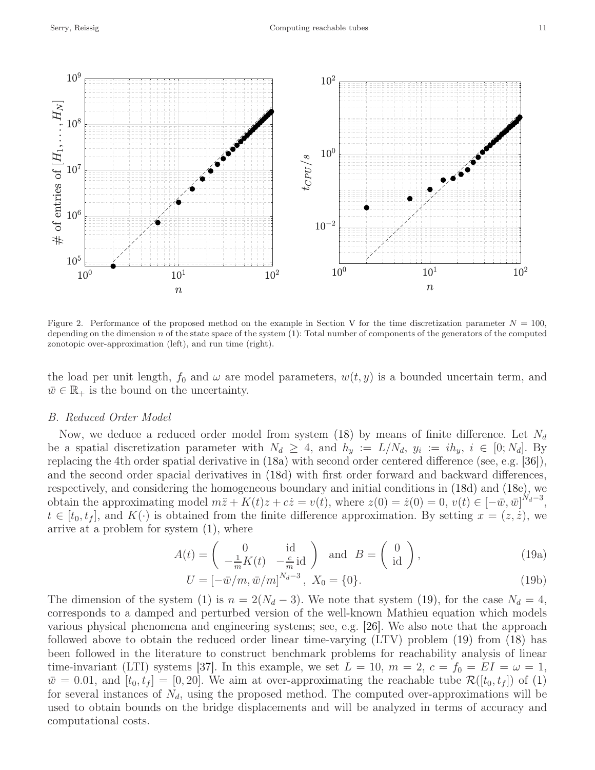Figure 2. Performance of the proposed method on the example in Section V for the time discretization parameter $N = 100$, depending on the dimension $n$ of the state space of the system (1): Total number of components of the generators of the computed zonotopic over-approximation (left), and run time (right).

the load per unit length, $f_0$ and $\omega$ are model parameters, $w(t, y)$ is a bounded uncertain term, and $\bar{w} \in \mathbb{R}_+$ is the bound on the uncertainty.

### B. Reduced Order Model

Now, we deduce a reduced order model from system (18) by means of finite difference. Let $N_d$ be a spatial discretization parameter with $N_d \geq 4$, and $h_y := L/N_d$, $y_i := ih_y$, $i \in [0; N_d]$. By replacing the 4th order spatial derivative in (18a) with second order centered difference (see, e.g. [36]), and the second order spacial derivatives in (18d) with first order forward and backward differences, respectively, and considering the homogeneous boundary and initial conditions in (18d) and (18e), we obtain the approximating model $m\ddot{z} + K(t)z + c\dot{z} = v(t)$, where $z(0) = \dot{z}(0) = 0$, $v(t) \in [-\bar{w}, \bar{w}]^{N_d - 3}$, $t \in [t_0, t_f]$, and $K(\cdot)$ is obtained from the finite difference approximation. By setting $x = (z, \dot{z})$, we arrive at a problem for system (1), where

$$A(t) = \begin{pmatrix} 0 & \mathrm{id} \\ -\frac{1}{m}K(t) & -\frac{c}{m}\,\mathrm{id} \end{pmatrix} \quad \text{and} \quad B = \begin{pmatrix} 0 \\ \mathrm{id} \end{pmatrix}, \tag{19a}$$

$$U = [-\bar{w}/m, \bar{w}/m]^{N_d - 3}, \; X_0 = \{0\}. \tag{19b}$$

The dimension of the system (1) is $n = 2(N_d - 3)$. We note that system (19), for the case $N_d = 4$, corresponds to a damped and perturbed version of the well-known Mathieu equation which models various physical phenomena and engineering systems; see, e.g. [26]. We also note that the approach followed above to obtain the reduced order linear time-varying (LTV) problem (19) from (18) has been followed in the literature to construct benchmark problems for reachability analysis of linear time-invariant (LTI) systems [37]. In this example, we set $L = 10$, $m = 2$, $c = f_0 = EI = \omega = 1$, $\bar{w} = 0.01$, and $[t_0, t_f] = [0, 20]$. We aim at over-approximating the reachable tube $\mathcal{R}([t_0, t_f])$ of (1) for several instances of $N_d$, using the proposed method. The computed over-approximations will be used to obtain bounds on the bridge displacements and will be analyzed in terms of accuracy and computational costs.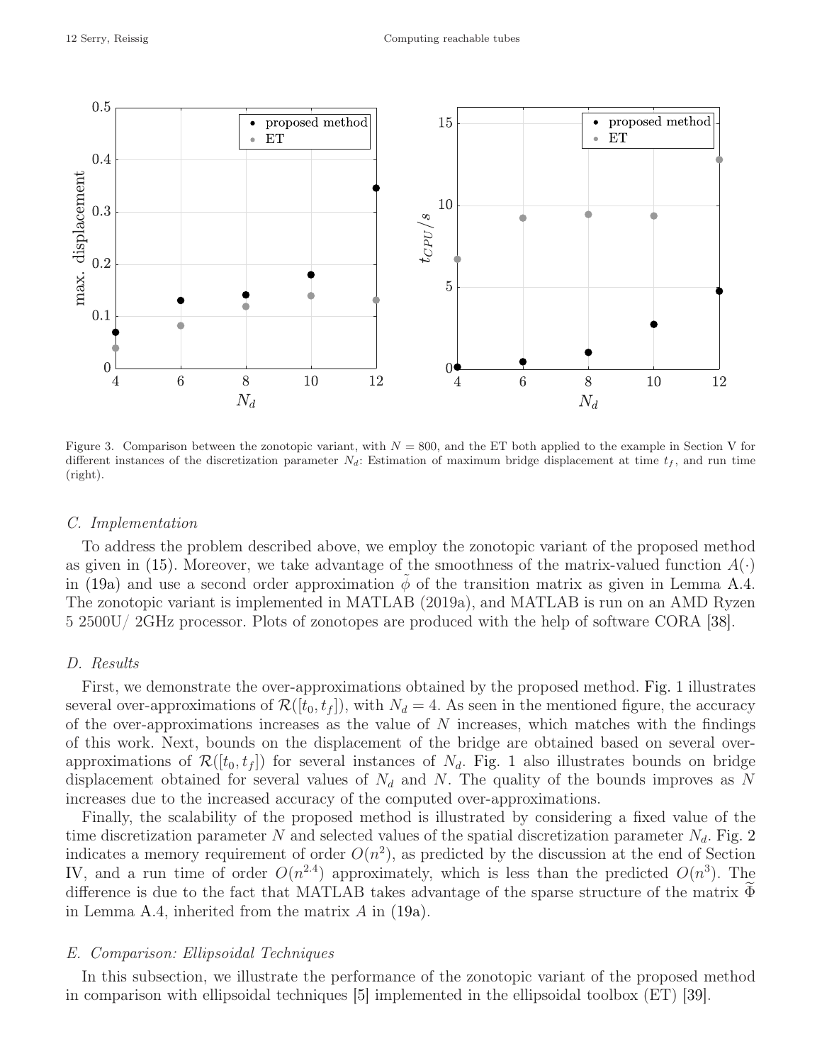Figure 3. Comparison between the zonotopic variant, with $N = 800$, and the ET both applied to the example in Section V for different instances of the discretization parameter $N_d$: Estimation of maximum bridge displacement at time $t_f$, and run time (right).

### C. Implementation

To address the problem described above, we employ the zonotopic variant of the proposed method as given in (15). Moreover, we take advantage of the smoothness of the matrix-valued function $A(\cdot)$ in (19a) and use a second order approximation $\tilde{\phi}$ of the transition matrix as given in Lemma A.4. The zonotopic variant is implemented in MATLAB (2019a), and MATLAB is run on an AMD Ryzen 5 2500U/ 2GHz processor. Plots of zonotopes are produced with the help of software CORA [38].

### D. Results

First, we demonstrate the over-approximations obtained by the proposed method. Fig. 1 illustrates several over-approximations of $\mathcal{R}([t_0, t_f])$, with $N_d = 4$. As seen in the mentioned figure, the accuracy of the over-approximations increases as the value of $N$ increases, which matches with the findings of this work. Next, bounds on the displacement of the bridge are obtained based on several over-approximations of $\mathcal{R}([t_0, t_f])$ for several instances of $N_d$. Fig. 1 also illustrates bounds on bridge displacement obtained for several values of $N_d$ and $N$. The quality of the bounds improves as $N$ increases due to the increased accuracy of the computed over-approximations.

Finally, the scalability of the proposed method is illustrated by considering a fixed value of the time discretization parameter $N$ and selected values of the spatial discretization parameter $N_d$. Fig. 2 indicates a memory requirement of order $O(n^2)$, as predicted by the discussion at the end of Section IV, and a run time of order $O(n^{2.4})$ approximately, which is less than the predicted $O(n^3)$. The difference is due to the fact that MATLAB takes advantage of the sparse structure of the matrix $\widetilde{\Phi}$ in Lemma A.4, inherited from the matrix $A$ in (19a).

### E. Comparison: Ellipsoidal Techniques

In this subsection, we illustrate the performance of the zonotopic variant of the proposed method in comparison with ellipsoidal techniques [5] implemented in the ellipsoidal toolbox (ET) [39].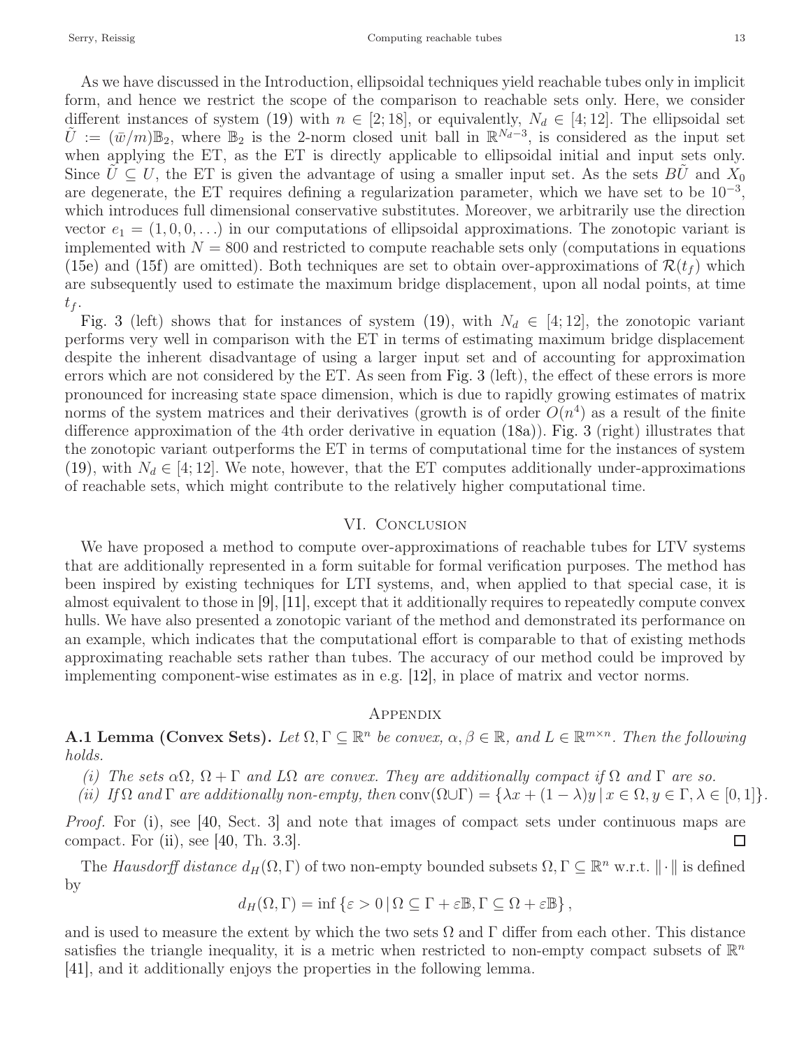As we have discussed in the Introduction, ellipsoidal techniques yield reachable tubes only in implicit form, and hence we restrict the scope of the comparison to reachable sets only. Here, we consider different instances of system (19) with $n \in [2; 18]$, or equivalently, $N_d \in [4; 12]$. The ellipsoidal set $\tilde{U} := (\bar{w}/m)\mathbb{B}_2$, where $\mathbb{B}_2$ is the 2-norm closed unit ball in $\mathbb{R}^{N_d-3}$, is considered as the input set when applying the ET, as the ET is directly applicable to ellipsoidal initial and input sets only. Since $\tilde{U} \subseteq U$, the ET is given the advantage of using a smaller input set. As the sets $B\tilde{U}$ and $X_0$ are degenerate, the ET requires defining a regularization parameter, which we have set to be $10^{-3}$, which introduces full dimensional conservative substitutes. Moreover, we arbitrarily use the direction vector $e_1 = (1, 0, 0, \ldots)$ in our computations of ellipsoidal approximations. The zonotopic variant is implemented with $N = 800$ and restricted to compute reachable sets only (computations in equations (15e) and (15f) are omitted). Both techniques are set to obtain over-approximations of $\mathcal{R}(t_f)$ which are subsequently used to estimate the maximum bridge displacement, upon all nodal points, at time $t_f$.

Fig. 3 (left) shows that for instances of system (19), with $N_d \in [4; 12]$, the zonotopic variant performs very well in comparison with the ET in terms of estimating maximum bridge displacement despite the inherent disadvantage of using a larger input set and of accounting for approximation errors which are not considered by the ET. As seen from Fig. 3 (left), the effect of these errors is more pronounced for increasing state space dimension, which is due to rapidly growing estimates of matrix norms of the system matrices and their derivatives (growth is of order $O(n^4)$ as a result of the finite difference approximation of the 4th order derivative in equation (18a)). Fig. 3 (right) illustrates that the zonotopic variant outperforms the ET in terms of computational time for the instances of system (19), with $N_d \in [4; 12]$. We note, however, that the ET computes additionally under-approximations of reachable sets, which might contribute to the relatively higher computational time.

## VI. Conclusion

We have proposed a method to compute over-approximations of reachable tubes for LTV systems that are additionally represented in a form suitable for formal verification purposes. The method has been inspired by existing techniques for LTI systems, and, when applied to that special case, it is almost equivalent to those in [9], [11], except that it additionally requires to repeatedly compute convex hulls. We have also presented a zonotopic variant of the method and demonstrated its performance on an example, which indicates that the computational effort is comparable to that of existing methods approximating reachable sets rather than tubes. The accuracy of our method could be improved by implementing component-wise estimates as in e.g. [12], in place of matrix and vector norms.

## Appendix

**A.1 Lemma (Convex Sets).** *Let $\Omega, \Gamma \subseteq \mathbb{R}^n$ be convex, $\alpha, \beta \in \mathbb{R}$, and $L \in \mathbb{R}^{m \times n}$. Then the following holds.*

*(i) The sets $\alpha\Omega$, $\Omega + \Gamma$ and $L\Omega$ are convex. They are additionally compact if $\Omega$ and $\Gamma$ are so.*

*(ii) If $\Omega$ and $\Gamma$ are additionally non-empty, then $\operatorname{conv}(\Omega \cup \Gamma) = \{\lambda x + (1-\lambda)y \,|\, x \in \Omega, y \in \Gamma, \lambda \in [0, 1]\}$.*

*Proof.* For (i), see [40, Sect. 3] and note that images of compact sets under continuous maps are compact. For (ii), see [40, Th. 3.3]. ∎

The *Hausdorff distance* $d_H(\Omega, \Gamma)$ of two non-empty bounded subsets $\Omega, \Gamma \subseteq \mathbb{R}^n$ w.r.t. $\|\cdot\|$ is defined by

$$d_H(\Omega, \Gamma) = \inf \{\varepsilon > 0 \,|\, \Omega \subseteq \Gamma + \varepsilon\mathbb{B}, \Gamma \subseteq \Omega + \varepsilon\mathbb{B}\},$$

and is used to measure the extent by which the two sets $\Omega$ and $\Gamma$ differ from each other. This distance satisfies the triangle inequality, it is a metric when restricted to non-empty compact subsets of $\mathbb{R}^n$ [41], and it additionally enjoys the properties in the following lemma.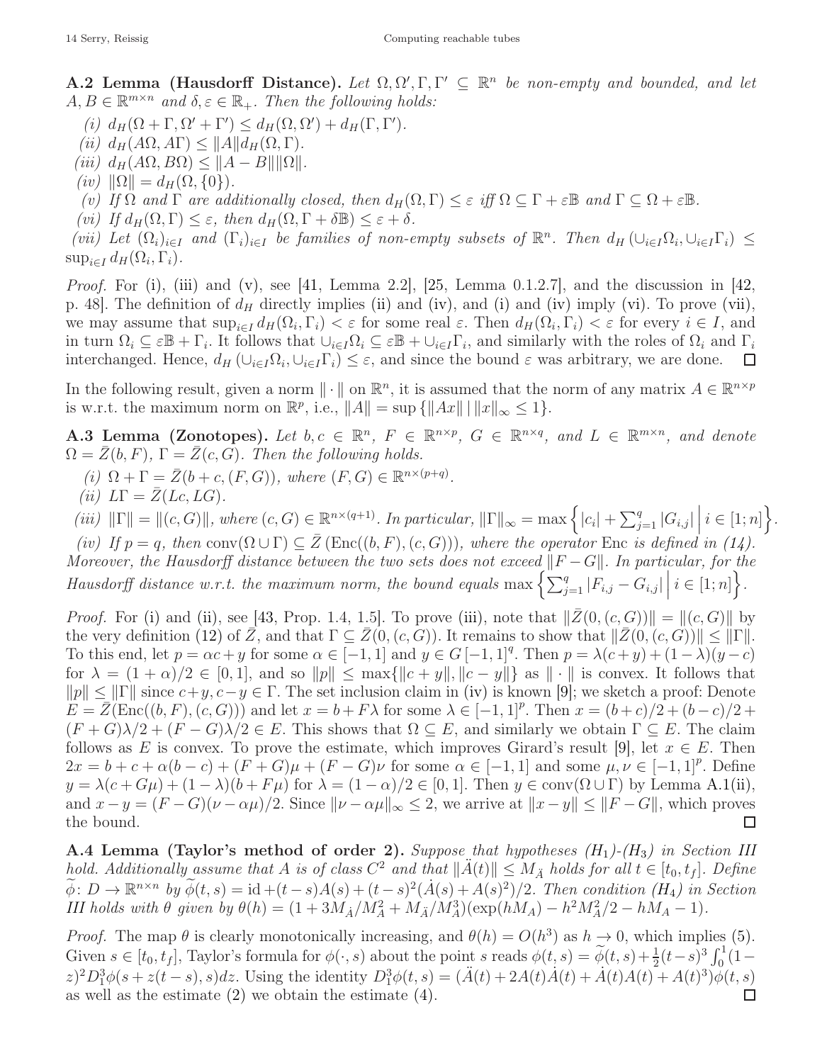**A.2 Lemma (Hausdorff Distance).** *Let $\Omega, \Omega', \Gamma, \Gamma' \subseteq \mathbb{R}^n$ be non-empty and bounded, and let $A, B \in \mathbb{R}^{m \times n}$ and $\delta, \varepsilon \in \mathbb{R}_+$. Then the following holds:*

*(i)* $d_H(\Omega + \Gamma, \Omega' + \Gamma') \leq d_H(\Omega, \Omega') + d_H(\Gamma, \Gamma')$.

*(ii)* $d_H(A\Omega, A\Gamma) \leq \|A\| d_H(\Omega, \Gamma)$.

*(iii)* $d_H(A\Omega, B\Omega) \leq \|A - B\| \|\Omega\|$.

*(iv)* $\|\Omega\| = d_H(\Omega, \{0\})$.

*(v) If $\Omega$ and $\Gamma$ are additionally closed, then $d_H(\Omega, \Gamma) \leq \varepsilon$ iff $\Omega \subseteq \Gamma + \varepsilon\mathbb{B}$ and $\Gamma \subseteq \Omega + \varepsilon\mathbb{B}$.*

*(vi) If $d_H(\Omega, \Gamma) \leq \varepsilon$, then $d_H(\Omega, \Gamma + \delta\mathbb{B}) \leq \varepsilon + \delta$.*

*(vii) Let $(\Omega_i)_{i \in I}$ and $(\Gamma_i)_{i \in I}$ be families of non-empty subsets of $\mathbb{R}^n$. Then $d_H(\cup_{i \in I}\Omega_i, \cup_{i \in I}\Gamma_i) \leq \sup_{i \in I} d_H(\Omega_i, \Gamma_i)$.*

*Proof.* For (i), (iii) and (v), see [41, Lemma 2.2], [25, Lemma 0.1.2.7], and the discussion in [42, p. 48]. The definition of $d_H$ directly implies (ii) and (iv), and (i) and (iv) imply (vi). To prove (vii), we may assume that $\sup_{i \in I} d_H(\Omega_i, \Gamma_i) < \varepsilon$ for some real $\varepsilon$. Then $d_H(\Omega_i, \Gamma_i) < \varepsilon$ for every $i \in I$, and in turn $\Omega_i \subseteq \varepsilon\mathbb{B} + \Gamma_i$. It follows that $\cup_{i \in I}\Omega_i \subseteq \varepsilon\mathbb{B} + \cup_{i \in I}\Gamma_i$, and similarly with the roles of $\Omega_i$ and $\Gamma_i$ interchanged. Hence, $d_H(\cup_{i \in I}\Omega_i, \cup_{i \in I}\Gamma_i) \leq \varepsilon$, and since the bound $\varepsilon$ was arbitrary, we are done. □

In the following result, given a norm $\|\cdot\|$ on $\mathbb{R}^n$, it is assumed that the norm of any matrix $A \in \mathbb{R}^{n \times p}$ is w.r.t. the maximum norm on $\mathbb{R}^p$, i.e., $\|A\| = \sup\{\|Ax\| \mid \|x\|_\infty \leq 1\}$.

**A.3 Lemma (Zonotopes).** *Let $b, c \in \mathbb{R}^n$, $F \in \mathbb{R}^{n \times p}$, $G \in \mathbb{R}^{n \times q}$, and $L \in \mathbb{R}^{m \times n}$, and denote $\Omega = \bar{Z}(b, F)$, $\Gamma = \bar{Z}(c, G)$. Then the following holds.*

*(i)* $\Omega + \Gamma = \bar{Z}(b + c, (F, G))$*, where* $(F, G) \in \mathbb{R}^{n \times (p+q)}$.

*(ii)* $L\Gamma = \bar{Z}(Lc, LG)$.

*(iii)* $\|\Gamma\| = \|(c, G)\|$*, where* $(c, G) \in \mathbb{R}^{n \times (q+1)}$*. In particular,* $\|\Gamma\|_\infty = \max\left\{ |c_i| + \sum_{j=1}^q |G_{i,j}| \,\middle|\, i \in [1; n] \right\}$.

*(iv) If $p = q$, then $\operatorname{conv}(\Omega \cup \Gamma) \subseteq \bar{Z}(\operatorname{Enc}((b, F), (c, G)))$, where the operator Enc is defined in (14). Moreover, the Hausdorff distance between the two sets does not exceed $\|F - G\|$. In particular, for the Hausdorff distance w.r.t. the maximum norm, the bound equals $\max\left\{ \sum_{j=1}^q |F_{i,j} - G_{i,j}| \,\middle|\, i \in [1; n] \right\}$.*

*Proof.* For (i) and (ii), see [43, Prop. 1.4, 1.5]. To prove (iii), note that $\|\bar{Z}(0, (c, G))\| = \|(c, G)\|$ by the very definition (12) of $\bar{Z}$, and that $\Gamma \subseteq \bar{Z}(0, (c, G))$. It remains to show that $\|\bar{Z}(0, (c, G))\| \leq \|\Gamma\|$. To this end, let $p = \alpha c + y$ for some $\alpha \in [-1, 1]$ and $y \in G\,[-1, 1]^q$. Then $p = \lambda(c + y) + (1 - \lambda)(y - c)$ for $\lambda = (1 + \alpha)/2 \in [0, 1]$, and so $\|p\| \leq \max\{\|c + y\|, \|c - y\|\}$ as $\|\cdot\|$ is convex. It follows that $\|p\| \leq \|\Gamma\|$ since $c + y, c - y \in \Gamma$. The set inclusion claim in (iv) is known [9]; we sketch a proof: Denote $E = \bar{Z}(\operatorname{Enc}((b, F), (c, G)))$ and let $x = b + F\lambda$ for some $\lambda \in [-1, 1]^p$. Then $x = (b + c)/2 + (b - c)/2 + (F + G)\lambda/2 + (F - G)\lambda/2 \in E$. This shows that $\Omega \subseteq E$, and similarly we obtain $\Gamma \subseteq E$. The claim follows as $E$ is convex. To prove the estimate, which improves Girard's result [9], let $x \in E$. Then $2x = b + c + \alpha(b - c) + (F + G)\mu + (F - G)\nu$ for some $\alpha \in [-1, 1]$ and some $\mu, \nu \in [-1, 1]^p$. Define $y = \lambda(c + G\mu) + (1 - \lambda)(b + F\mu)$ for $\lambda = (1 - \alpha)/2 \in [0, 1]$. Then $y \in \operatorname{conv}(\Omega \cup \Gamma)$ by Lemma A.1(ii), and $x - y = (F - G)(\nu - \alpha\mu)/2$. Since $\|\nu - \alpha\mu\|_\infty \leq 2$, we arrive at $\|x - y\| \leq \|F - G\|$, which proves the bound. □

**A.4 Lemma (Taylor's method of order 2).** *Suppose that hypotheses (H$_1$)-(H$_3$) in Section III hold. Additionally assume that $A$ is of class $C^2$ and that $\|\ddot{A}(t)\| \leq M_{\ddot{A}}$ holds for all $t \in [t_0, t_f]$. Define $\widetilde{\phi} \colon D \to \mathbb{R}^{n \times n}$ by $\widetilde{\phi}(t, s) = \mathrm{id} + (t - s)A(s) + (t - s)^2(\dot{A}(s) + A(s)^2)/2$. Then condition (H$_4$) in Section III holds with $\theta$ given by $\theta(h) = (1 + 3M_{\dot{A}}/M_A^2 + M_{\ddot{A}}/M_A^3)(\exp(hM_A) - h^2M_A^2/2 - hM_A - 1)$.*

*Proof.* The map $\theta$ is clearly monotonically increasing, and $\theta(h) = O(h^3)$ as $h \to 0$, which implies (5). Given $s \in [t_0, t_f]$, Taylor's formula for $\phi(\cdot, s)$ about the point $s$ reads $\phi(t, s) = \widetilde{\phi}(t, s) + \frac{1}{2}(t - s)^3 \int_0^1 (1 - z)^2 D_1^3\phi(s + z(t - s), s)dz$. Using the identity $D_1^3\phi(t, s) = (\ddot{A}(t) + 2A(t)\dot{A}(t) + \dot{A}(t)A(t) + A(t)^3)\phi(t, s)$ as well as the estimate (2) we obtain the estimate (4). □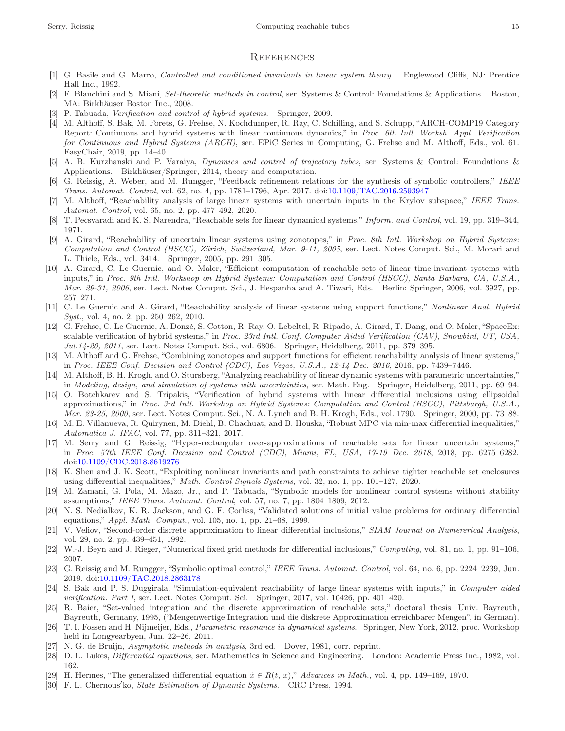# References

[1] G. Basile and G. Marro, *Controlled and conditioned invariants in linear system theory*. Englewood Cliffs, NJ: Prentice Hall Inc., 1992.

[2] F. Blanchini and S. Miani, *Set-theoretic methods in control*, ser. Systems & Control: Foundations & Applications. Boston, MA: Birkhäuser Boston Inc., 2008.

[3] P. Tabuada, *Verification and control of hybrid systems*. Springer, 2009.

[4] M. Althoff, S. Bak, M. Forets, G. Frehse, N. Kochdumper, R. Ray, C. Schilling, and S. Schupp, "ARCH-COMP19 Category Report: Continuous and hybrid systems with linear continuous dynamics," in *Proc. 6th Intl. Worksh. Appl. Verification for Continuous and Hybrid Systems (ARCH)*, ser. EPiC Series in Computing, G. Frehse and M. Althoff, Eds., vol. 61. EasyChair, 2019, pp. 14–40.

[5] A. B. Kurzhanski and P. Varaiya, *Dynamics and control of trajectory tubes*, ser. Systems & Control: Foundations & Applications. Birkhäuser/Springer, 2014, theory and computation.

[6] G. Reissig, A. Weber, and M. Rungger, "Feedback refinement relations for the synthesis of symbolic controllers," *IEEE Trans. Automat. Control*, vol. 62, no. 4, pp. 1781–1796, Apr. 2017. doi:10.1109/TAC.2016.2593947

[7] M. Althoff, "Reachability analysis of large linear systems with uncertain inputs in the Krylov subspace," *IEEE Trans. Automat. Control*, vol. 65, no. 2, pp. 477–492, 2020.

[8] T. Pecsvaradi and K. S. Narendra, "Reachable sets for linear dynamical systems," *Inform. and Control*, vol. 19, pp. 319–344, 1971.

[9] A. Girard, "Reachability of uncertain linear systems using zonotopes," in *Proc. 8th Intl. Workshop on Hybrid Systems: Computation and Control (HSCC), Zürich, Switzerland, Mar. 9-11, 2005*, ser. Lect. Notes Comput. Sci., M. Morari and L. Thiele, Eds., vol. 3414. Springer, 2005, pp. 291–305.

[10] A. Girard, C. Le Guernic, and O. Maler, "Efficient computation of reachable sets of linear time-invariant systems with inputs," in *Proc. 9th Intl. Workshop on Hybrid Systems: Computation and Control (HSCC), Santa Barbara, CA, U.S.A., Mar. 29-31, 2006*, ser. Lect. Notes Comput. Sci., J. Hespanha and A. Tiwari, Eds. Berlin: Springer, 2006, vol. 3927, pp. 257–271.

[11] C. Le Guernic and A. Girard, "Reachability analysis of linear systems using support functions," *Nonlinear Anal. Hybrid Syst.*, vol. 4, no. 2, pp. 250–262, 2010.

[12] G. Frehse, C. Le Guernic, A. Donzé, S. Cotton, R. Ray, O. Lebeltel, R. Ripado, A. Girard, T. Dang, and O. Maler, "SpaceEx: scalable verification of hybrid systems," in *Proc. 23rd Intl. Conf. Computer Aided Verification (CAV), Snowbird, UT, USA, Jul.14-20, 2011*, ser. Lect. Notes Comput. Sci., vol. 6806. Springer, Heidelberg, 2011, pp. 379–395.

[13] M. Althoff and G. Frehse, "Combining zonotopes and support functions for efficient reachability analysis of linear systems," in *Proc. IEEE Conf. Decision and Control (CDC), Las Vegas, U.S.A., 12-14 Dec. 2016*, 2016, pp. 7439–7446.

[14] M. Althoff, B. H. Krogh, and O. Stursberg, "Analyzing reachability of linear dynamic systems with parametric uncertainties," in *Modeling, design, and simulation of systems with uncertainties*, ser. Math. Eng. Springer, Heidelberg, 2011, pp. 69–94.

[15] O. Botchkarev and S. Tripakis, "Verification of hybrid systems with linear differential inclusions using ellipsoidal approximations," in *Proc. 3rd Intl. Workshop on Hybrid Systems: Computation and Control (HSCC), Pittsburgh, U.S.A., Mar. 23-25, 2000*, ser. Lect. Notes Comput. Sci., N. A. Lynch and B. H. Krogh, Eds., vol. 1790. Springer, 2000, pp. 73–88.

[16] M. E. Villanueva, R. Quirynen, M. Diehl, B. Chachuat, and B. Houska, "Robust MPC via min-max differential inequalities," *Automatica J. IFAC*, vol. 77, pp. 311–321, 2017.

[17] M. Serry and G. Reissig, "Hyper-rectangular over-approximations of reachable sets for linear uncertain systems," in *Proc. 57th IEEE Conf. Decision and Control (CDC), Miami, FL, USA, 17-19 Dec. 2018*, 2018, pp. 6275–6282. doi:10.1109/CDC.2018.8619276

[18] K. Shen and J. K. Scott, "Exploiting nonlinear invariants and path constraints to achieve tighter reachable set enclosures using differential inequalities," *Math. Control Signals Systems*, vol. 32, no. 1, pp. 101–127, 2020.

[19] M. Zamani, G. Pola, M. Mazo, Jr., and P. Tabuada, "Symbolic models for nonlinear control systems without stability assumptions," *IEEE Trans. Automat. Control*, vol. 57, no. 7, pp. 1804–1809, 2012.

[20] N. S. Nedialkov, K. R. Jackson, and G. F. Corliss, "Validated solutions of initial value problems for ordinary differential equations," *Appl. Math. Comput.*, vol. 105, no. 1, pp. 21–68, 1999.

[21] V. Veliov, "Second-order discrete approximation to linear differential inclusions," *SIAM Journal on Numererical Analysis*, vol. 29, no. 2, pp. 439–451, 1992.

[22] W.-J. Beyn and J. Rieger, "Numerical fixed grid methods for differential inclusions," *Computing*, vol. 81, no. 1, pp. 91–106, 2007.

[23] G. Reissig and M. Rungger, "Symbolic optimal control," *IEEE Trans. Automat. Control*, vol. 64, no. 6, pp. 2224–2239, Jun. 2019. doi:10.1109/TAC.2018.2863178

[24] S. Bak and P. S. Duggirala, "Simulation-equivalent reachability of large linear systems with inputs," in *Computer aided verification. Part I*, ser. Lect. Notes Comput. Sci. Springer, 2017, vol. 10426, pp. 401–420.

[25] R. Baier, "Set-valued integration and the discrete approximation of reachable sets," doctoral thesis, Univ. Bayreuth, Bayreuth, Germany, 1995, ("Mengenwertige Integration und die diskrete Approximation erreichbarer Mengen", in German).

[26] T. I. Fossen and H. Nijmeijer, Eds., *Parametric resonance in dynamical systems*. Springer, New York, 2012, proc. Workshop held in Longyearbyen, Jun. 22–26, 2011.

[27] N. G. de Bruijn, *Asymptotic methods in analysis*, 3rd ed. Dover, 1981, corr. reprint.

[28] D. L. Lukes, *Differential equations*, ser. Mathematics in Science and Engineering. London: Academic Press Inc., 1982, vol. 162.

[29] H. Hermes, "The generalized differential equation $\dot{x} \in R(t, x)$," *Advances in Math.*, vol. 4, pp. 149–169, 1970.

[30] F. L. Chernous′ko, *State Estimation of Dynamic Systems*. CRC Press, 1994.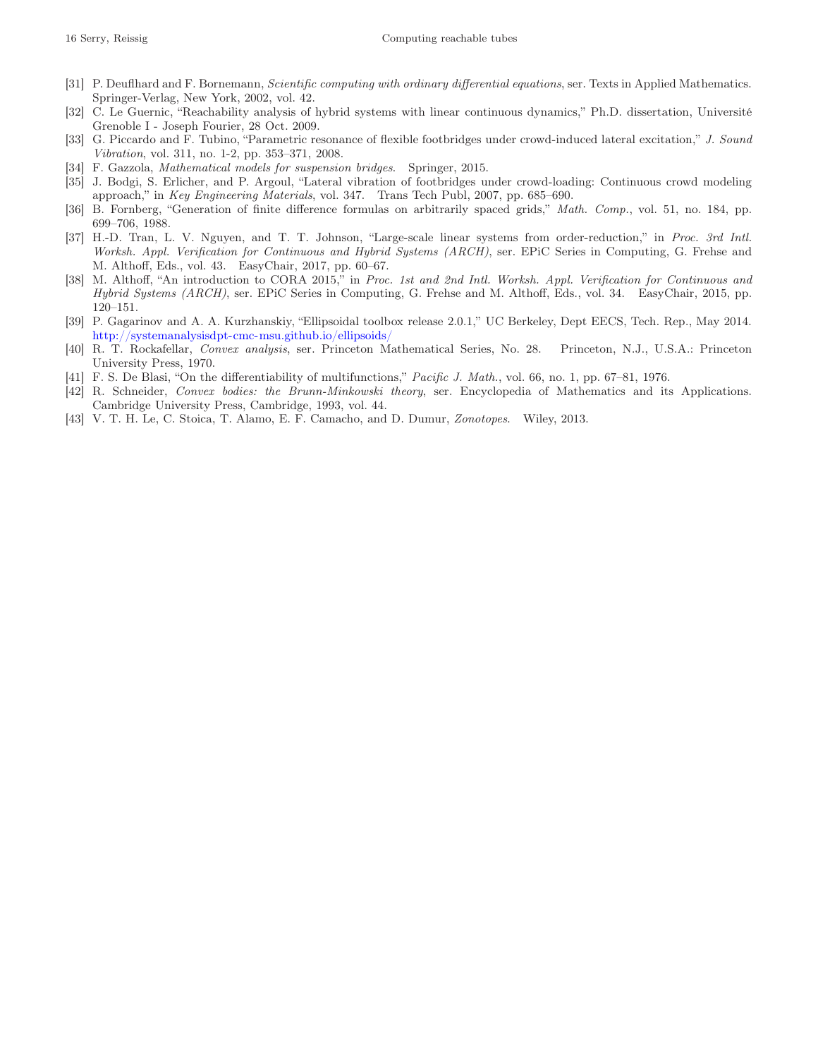[31] P. Deuflhard and F. Bornemann, *Scientific computing with ordinary differential equations*, ser. Texts in Applied Mathematics. Springer-Verlag, New York, 2002, vol. 42.

[32] C. Le Guernic, "Reachability analysis of hybrid systems with linear continuous dynamics," Ph.D. dissertation, Université Grenoble I - Joseph Fourier, 28 Oct. 2009.

[33] G. Piccardo and F. Tubino, "Parametric resonance of flexible footbridges under crowd-induced lateral excitation," *J. Sound Vibration*, vol. 311, no. 1-2, pp. 353–371, 2008.

[34] F. Gazzola, *Mathematical models for suspension bridges*. Springer, 2015.

[35] J. Bodgi, S. Erlicher, and P. Argoul, "Lateral vibration of footbridges under crowd-loading: Continuous crowd modeling approach," in *Key Engineering Materials*, vol. 347. Trans Tech Publ, 2007, pp. 685–690.

[36] B. Fornberg, "Generation of finite difference formulas on arbitrarily spaced grids," *Math. Comp.*, vol. 51, no. 184, pp. 699–706, 1988.

[37] H.-D. Tran, L. V. Nguyen, and T. T. Johnson, "Large-scale linear systems from order-reduction," in *Proc. 3rd Intl. Worksh. Appl. Verification for Continuous and Hybrid Systems (ARCH)*, ser. EPiC Series in Computing, G. Frehse and M. Althoff, Eds., vol. 43. EasyChair, 2017, pp. 60–67.

[38] M. Althoff, "An introduction to CORA 2015," in *Proc. 1st and 2nd Intl. Worksh. Appl. Verification for Continuous and Hybrid Systems (ARCH)*, ser. EPiC Series in Computing, G. Frehse and M. Althoff, Eds., vol. 34. EasyChair, 2015, pp. 120–151.

[39] P. Gagarinov and A. A. Kurzhanskiy, "Ellipsoidal toolbox release 2.0.1," UC Berkeley, Dept EECS, Tech. Rep., May 2014. http://systemanalysisdpt-cmc-msu.github.io/ellipsoids/

[40] R. T. Rockafellar, *Convex analysis*, ser. Princeton Mathematical Series, No. 28. Princeton, N.J., U.S.A.: Princeton University Press, 1970.

[41] F. S. De Blasi, "On the differentiability of multifunctions," *Pacific J. Math.*, vol. 66, no. 1, pp. 67–81, 1976.

[42] R. Schneider, *Convex bodies: the Brunn-Minkowski theory*, ser. Encyclopedia of Mathematics and its Applications. Cambridge University Press, Cambridge, 1993, vol. 44.

[43] V. T. H. Le, C. Stoica, T. Alamo, E. F. Camacho, and D. Dumur, *Zonotopes*. Wiley, 2013.